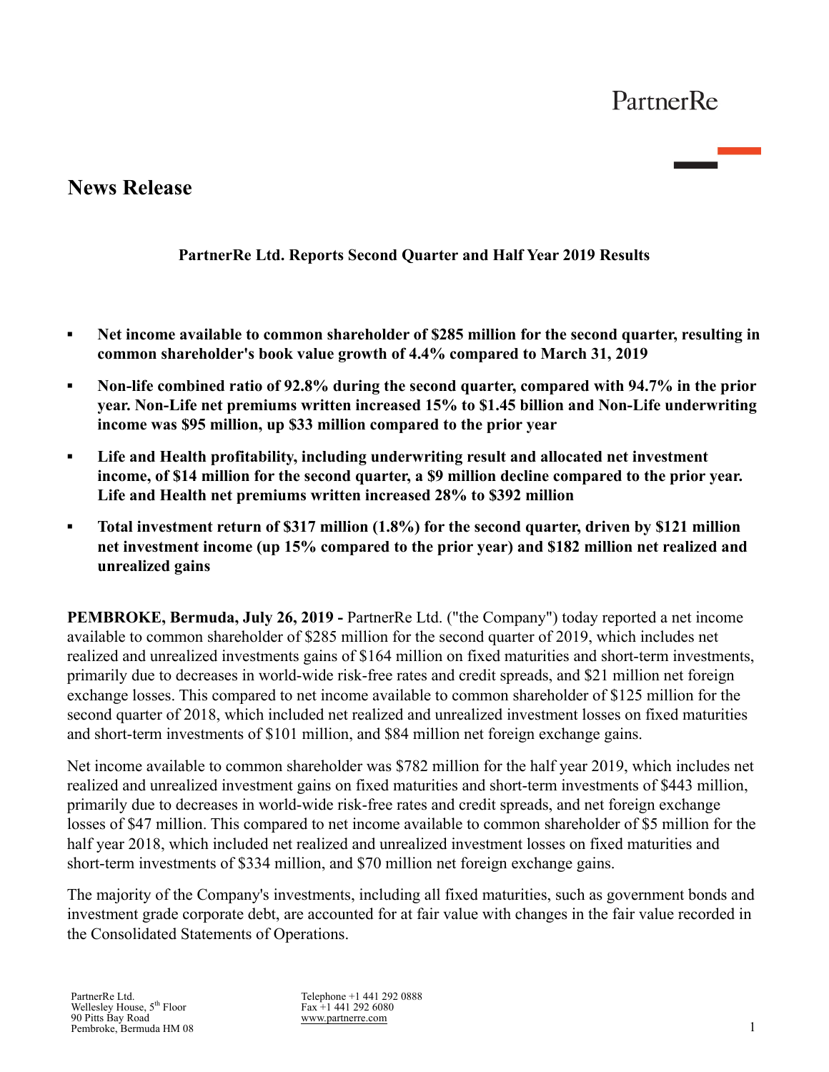PartnerRe

# News Release

**PartnerRe Ltd. Reports Second Quarter and Half Year 2019 Results**

- **Net income available to common shareholder of $285 million for the second quarter, resulting in common shareholder's book value growth of 4.4% compared to March 31, 2019**
- **Non-life combined ratio of 92.8% during the second quarter, compared with 94.7% in the prior year. Non-Life net premiums written increased 15% to $1.45 billion and Non-Life underwriting income was $95 million, up $33 million compared to the prior year**
- **Life and Health profitability, including underwriting result and allocated net investment income, of $14 million for the second quarter, a $9 million decline compared to the prior year. Life and Health net premiums written increased 28% to $392 million**
- **Total investment return of $317 million (1.8%) for the second quarter, driven by $121 million net investment income (up 15% compared to the prior year) and $182 million net realized and unrealized gains**

**PEMBROKE, Bermuda, July 26, 2019 -** PartnerRe Ltd. ("the Company") today reported a net income available to common shareholder of $285 million for the second quarter of 2019, which includes net realized and unrealized investments gains of $164 million on fixed maturities and short-term investments, primarily due to decreases in world-wide risk-free rates and credit spreads, and $21 million net foreign exchange losses. This compared to net income available to common shareholder of $125 million for the second quarter of 2018, which included net realized and unrealized investment losses on fixed maturities and short-term investments of $101 million, and $84 million net foreign exchange gains.

Net income available to common shareholder was $782 million for the half year 2019, which includes net realized and unrealized investment gains on fixed maturities and short-term investments of $443 million, primarily due to decreases in world-wide risk-free rates and credit spreads, and net foreign exchange losses of $47 million. This compared to net income available to common shareholder of $5 million for the half year 2018, which included net realized and unrealized investment losses on fixed maturities and short-term investments of $334 million, and $70 million net foreign exchange gains.

The majority of the Company's investments, including all fixed maturities, such as government bonds and investment grade corporate debt, are accounted for at fair value with changes in the fair value recorded in the Consolidated Statements of Operations.

PartnerRe Ltd.
Wellesley House, 5th Floor
90 Pitts Bay Road
Pembroke, Bermuda HM 08

Telephone +1 441 292 0888
Fax +1 441 292 6080
www.partnerre.com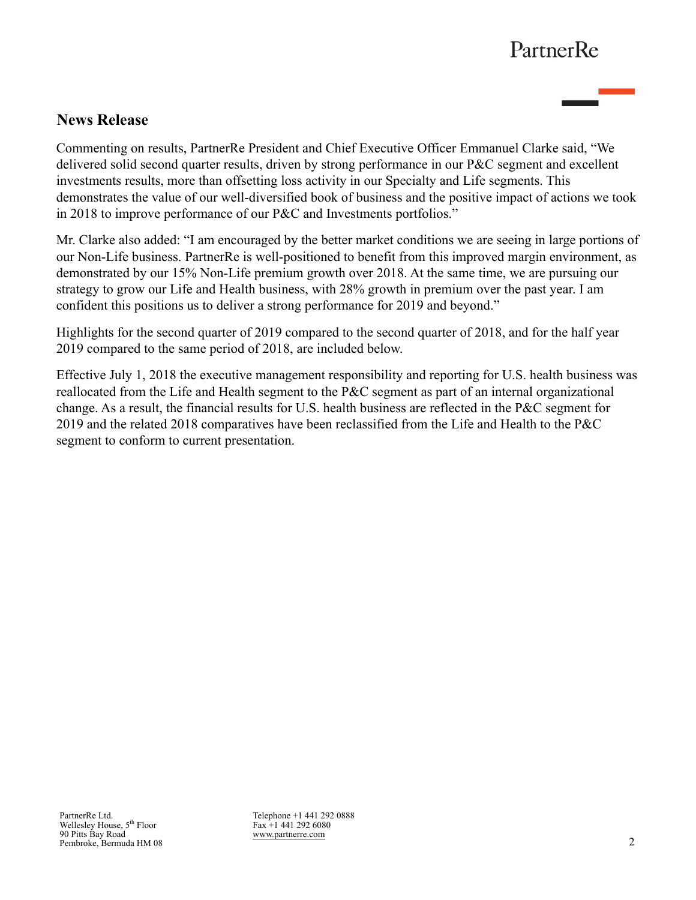## News Release

Commenting on results, PartnerRe President and Chief Executive Officer Emmanuel Clarke said, "We delivered solid second quarter results, driven by strong performance in our P&C segment and excellent investments results, more than offsetting loss activity in our Specialty and Life segments. This demonstrates the value of our well-diversified book of business and the positive impact of actions we took in 2018 to improve performance of our P&C and Investments portfolios."

Mr. Clarke also added: "I am encouraged by the better market conditions we are seeing in large portions of our Non-Life business. PartnerRe is well-positioned to benefit from this improved margin environment, as demonstrated by our 15% Non-Life premium growth over 2018. At the same time, we are pursuing our strategy to grow our Life and Health business, with 28% growth in premium over the past year. I am confident this positions us to deliver a strong performance for 2019 and beyond."

Highlights for the second quarter of 2019 compared to the second quarter of 2018, and for the half year 2019 compared to the same period of 2018, are included below.

Effective July 1, 2018 the executive management responsibility and reporting for U.S. health business was reallocated from the Life and Health segment to the P&C segment as part of an internal organizational change. As a result, the financial results for U.S. health business are reflected in the P&C segment for 2019 and the related 2018 comparatives have been reclassified from the Life and Health to the P&C segment to conform to current presentation.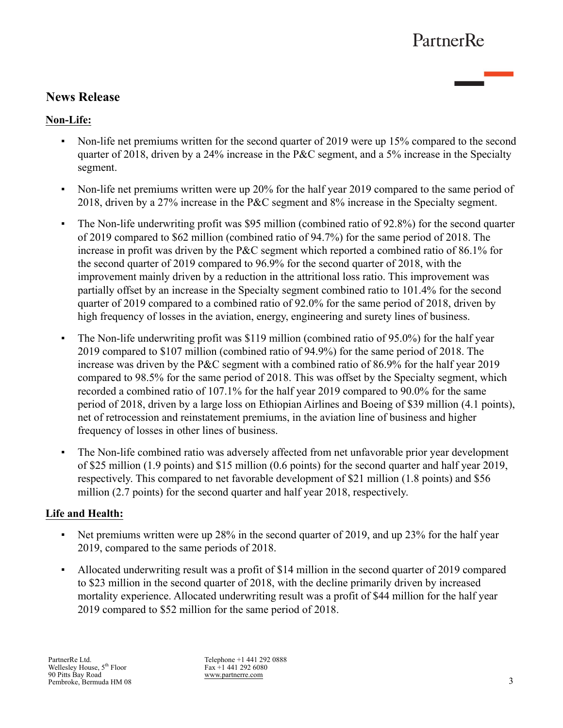## News Release

**Non-Life:**

- Non-life net premiums written for the second quarter of 2019 were up 15% compared to the second quarter of 2018, driven by a 24% increase in the P&C segment, and a 5% increase in the Specialty segment.
- Non-life net premiums written were up 20% for the half year 2019 compared to the same period of 2018, driven by a 27% increase in the P&C segment and 8% increase in the Specialty segment.
- The Non-life underwriting profit was $95 million (combined ratio of 92.8%) for the second quarter of 2019 compared to $62 million (combined ratio of 94.7%) for the same period of 2018. The increase in profit was driven by the P&C segment which reported a combined ratio of 86.1% for the second quarter of 2019 compared to 96.9% for the second quarter of 2018, with the improvement mainly driven by a reduction in the attritional loss ratio. This improvement was partially offset by an increase in the Specialty segment combined ratio to 101.4% for the second quarter of 2019 compared to a combined ratio of 92.0% for the same period of 2018, driven by high frequency of losses in the aviation, energy, engineering and surety lines of business.
- The Non-life underwriting profit was $119 million (combined ratio of 95.0%) for the half year 2019 compared to $107 million (combined ratio of 94.9%) for the same period of 2018. The increase was driven by the P&C segment with a combined ratio of 86.9% for the half year 2019 compared to 98.5% for the same period of 2018. This was offset by the Specialty segment, which recorded a combined ratio of 107.1% for the half year 2019 compared to 90.0% for the same period of 2018, driven by a large loss on Ethiopian Airlines and Boeing of $39 million (4.1 points), net of retrocession and reinstatement premiums, in the aviation line of business and higher frequency of losses in other lines of business.
- The Non-life combined ratio was adversely affected from net unfavorable prior year development of $25 million (1.9 points) and $15 million (0.6 points) for the second quarter and half year 2019, respectively. This compared to net favorable development of $21 million (1.8 points) and $56 million (2.7 points) for the second quarter and half year 2018, respectively.

**Life and Health:**

- Net premiums written were up 28% in the second quarter of 2019, and up 23% for the half year 2019, compared to the same periods of 2018.
- Allocated underwriting result was a profit of $14 million in the second quarter of 2019 compared to $23 million in the second quarter of 2018, with the decline primarily driven by increased mortality experience. Allocated underwriting result was a profit of $44 million for the half year 2019 compared to $52 million for the same period of 2018.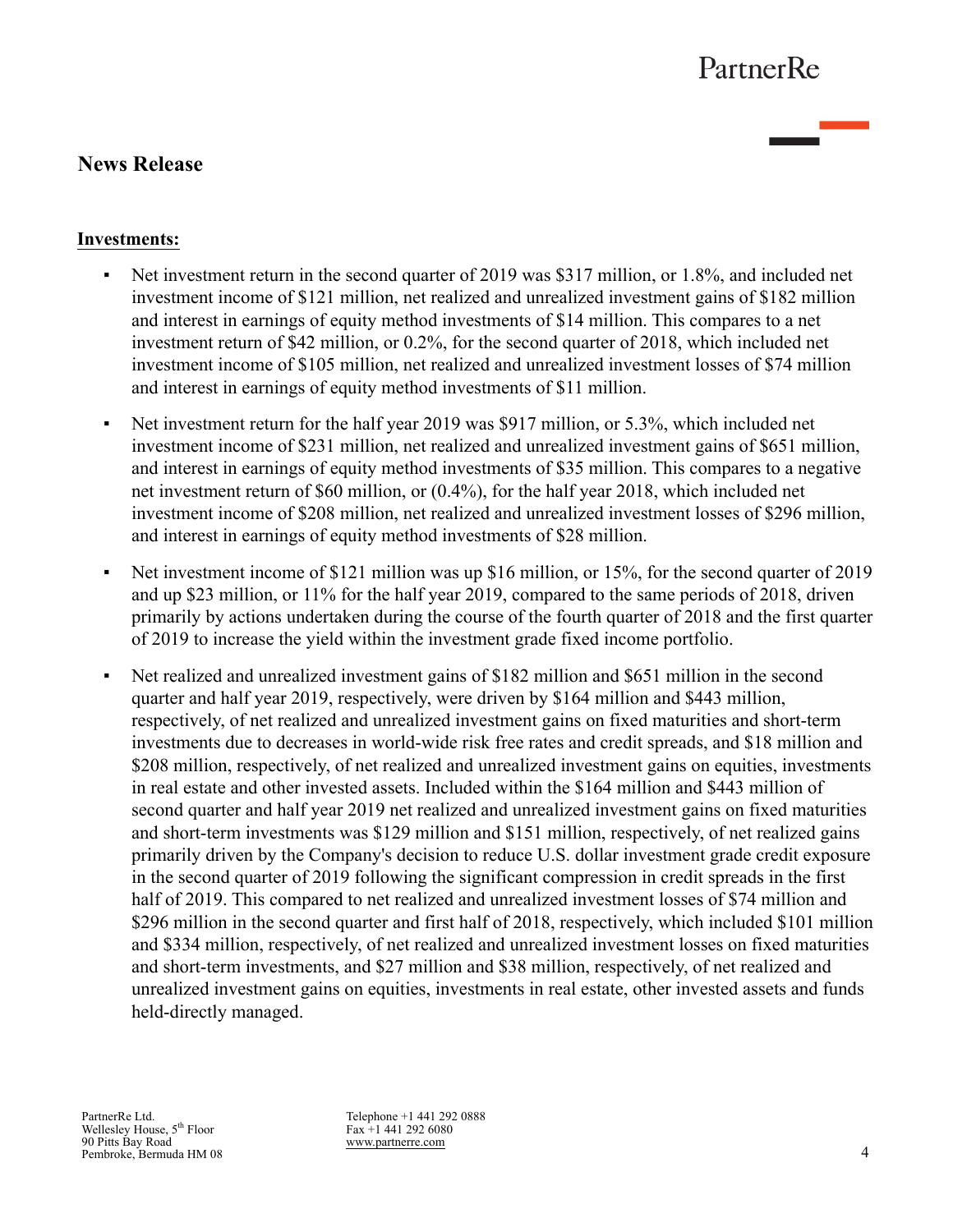## News Release

**Investments:**

- Net investment return in the second quarter of 2019 was $317 million, or 1.8%, and included net investment income of $121 million, net realized and unrealized investment gains of $182 million and interest in earnings of equity method investments of $14 million. This compares to a net investment return of $42 million, or 0.2%, for the second quarter of 2018, which included net investment income of $105 million, net realized and unrealized investment losses of $74 million and interest in earnings of equity method investments of $11 million.

- Net investment return for the half year 2019 was $917 million, or 5.3%, which included net investment income of $231 million, net realized and unrealized investment gains of $651 million, and interest in earnings of equity method investments of $35 million. This compares to a negative net investment return of $60 million, or (0.4%), for the half year 2018, which included net investment income of $208 million, net realized and unrealized investment losses of $296 million, and interest in earnings of equity method investments of $28 million.

- Net investment income of $121 million was up $16 million, or 15%, for the second quarter of 2019 and up $23 million, or 11% for the half year 2019, compared to the same periods of 2018, driven primarily by actions undertaken during the course of the fourth quarter of 2018 and the first quarter of 2019 to increase the yield within the investment grade fixed income portfolio.

- Net realized and unrealized investment gains of $182 million and $651 million in the second quarter and half year 2019, respectively, were driven by $164 million and $443 million, respectively, of net realized and unrealized investment gains on fixed maturities and short-term investments due to decreases in world-wide risk free rates and credit spreads, and $18 million and $208 million, respectively, of net realized and unrealized investment gains on equities, investments in real estate and other invested assets. Included within the $164 million and $443 million of second quarter and half year 2019 net realized and unrealized investment gains on fixed maturities and short-term investments was $129 million and $151 million, respectively, of net realized gains primarily driven by the Company's decision to reduce U.S. dollar investment grade credit exposure in the second quarter of 2019 following the significant compression in credit spreads in the first half of 2019. This compared to net realized and unrealized investment losses of $74 million and $296 million in the second quarter and first half of 2018, respectively, which included $101 million and $334 million, respectively, of net realized and unrealized investment losses on fixed maturities and short-term investments, and $27 million and $38 million, respectively, of net realized and unrealized investment gains on equities, investments in real estate, other invested assets and funds held-directly managed.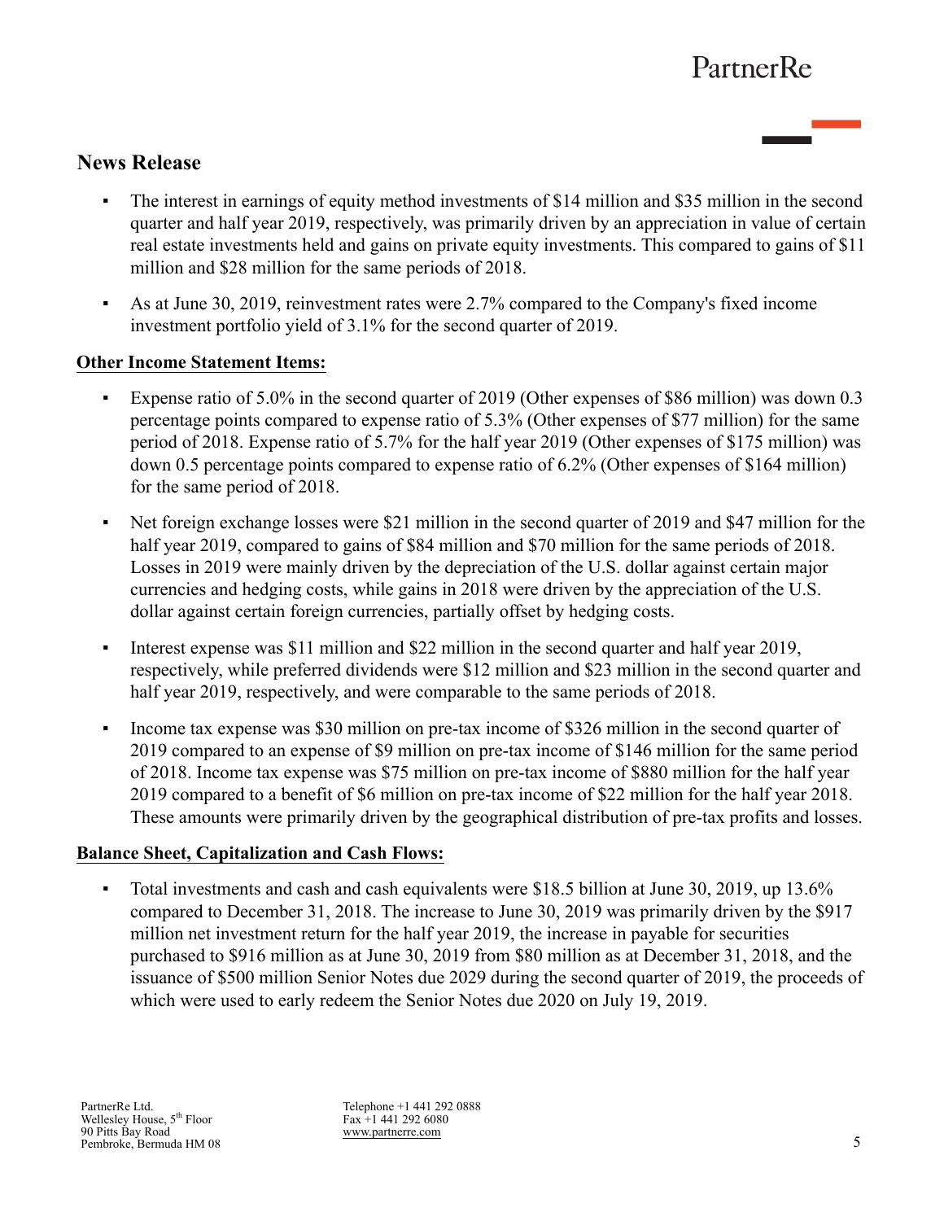## News Release

- The interest in earnings of equity method investments of $14 million and $35 million in the second quarter and half year 2019, respectively, was primarily driven by an appreciation in value of certain real estate investments held and gains on private equity investments. This compared to gains of $11 million and $28 million for the same periods of 2018.
- As at June 30, 2019, reinvestment rates were 2.7% compared to the Company's fixed income investment portfolio yield of 3.1% for the second quarter of 2019.

**Other Income Statement Items:**

- Expense ratio of 5.0% in the second quarter of 2019 (Other expenses of $86 million) was down 0.3 percentage points compared to expense ratio of 5.3% (Other expenses of $77 million) for the same period of 2018. Expense ratio of 5.7% for the half year 2019 (Other expenses of $175 million) was down 0.5 percentage points compared to expense ratio of 6.2% (Other expenses of $164 million) for the same period of 2018.
- Net foreign exchange losses were $21 million in the second quarter of 2019 and $47 million for the half year 2019, compared to gains of $84 million and $70 million for the same periods of 2018. Losses in 2019 were mainly driven by the depreciation of the U.S. dollar against certain major currencies and hedging costs, while gains in 2018 were driven by the appreciation of the U.S. dollar against certain foreign currencies, partially offset by hedging costs.
- Interest expense was $11 million and $22 million in the second quarter and half year 2019, respectively, while preferred dividends were $12 million and $23 million in the second quarter and half year 2019, respectively, and were comparable to the same periods of 2018.
- Income tax expense was $30 million on pre-tax income of $326 million in the second quarter of 2019 compared to an expense of $9 million on pre-tax income of $146 million for the same period of 2018. Income tax expense was $75 million on pre-tax income of $880 million for the half year 2019 compared to a benefit of $6 million on pre-tax income of $22 million for the half year 2018. These amounts were primarily driven by the geographical distribution of pre-tax profits and losses.

**Balance Sheet, Capitalization and Cash Flows:**

- Total investments and cash and cash equivalents were $18.5 billion at June 30, 2019, up 13.6% compared to December 31, 2018. The increase to June 30, 2019 was primarily driven by the $917 million net investment return for the half year 2019, the increase in payable for securities purchased to $916 million as at June 30, 2019 from $80 million as at December 31, 2018, and the issuance of $500 million Senior Notes due 2029 during the second quarter of 2019, the proceeds of which were used to early redeem the Senior Notes due 2020 on July 19, 2019.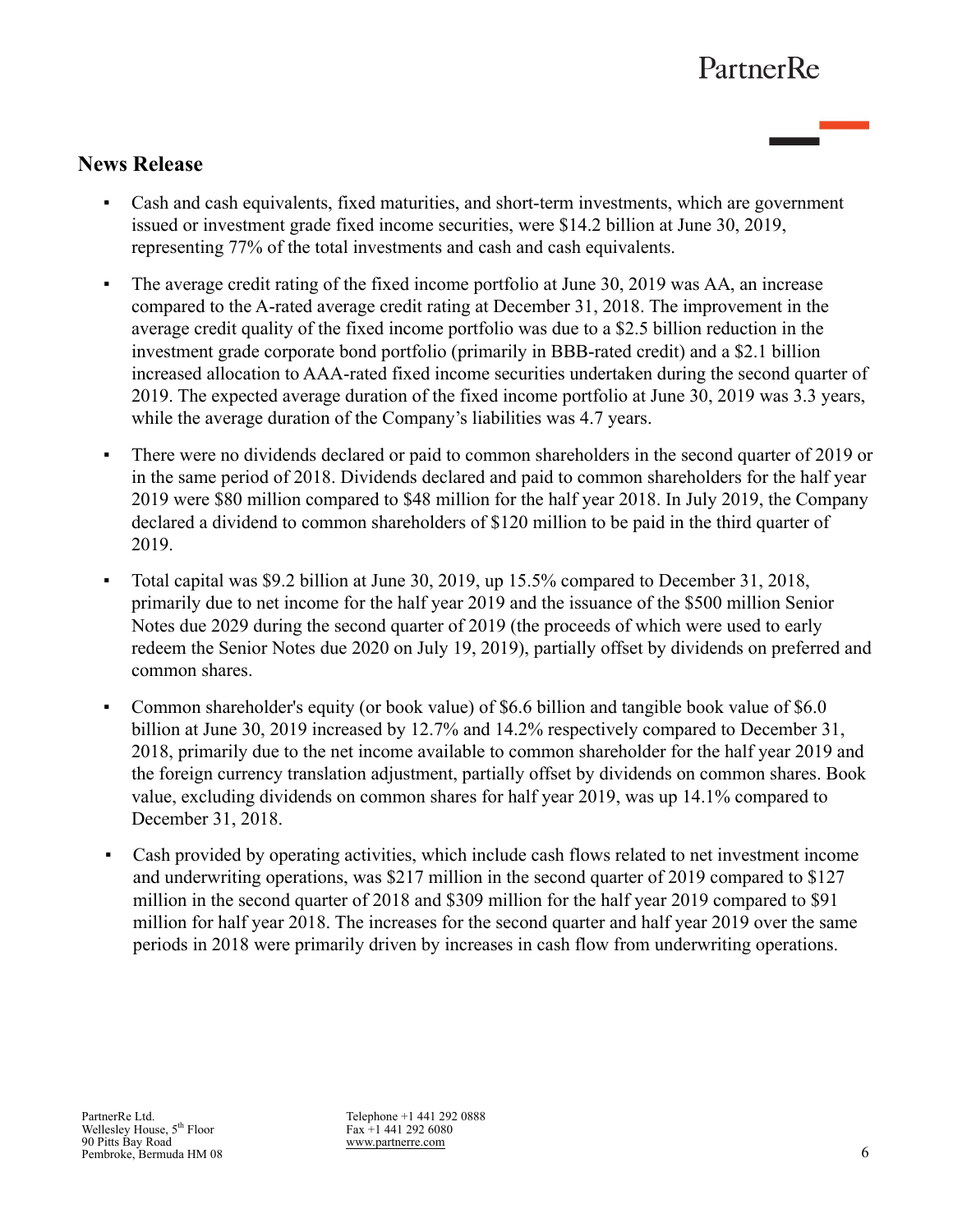## News Release

- Cash and cash equivalents, fixed maturities, and short-term investments, which are government issued or investment grade fixed income securities, were $14.2 billion at June 30, 2019, representing 77% of the total investments and cash and cash equivalents.
- The average credit rating of the fixed income portfolio at June 30, 2019 was AA, an increase compared to the A-rated average credit rating at December 31, 2018. The improvement in the average credit quality of the fixed income portfolio was due to a $2.5 billion reduction in the investment grade corporate bond portfolio (primarily in BBB-rated credit) and a $2.1 billion increased allocation to AAA-rated fixed income securities undertaken during the second quarter of 2019. The expected average duration of the fixed income portfolio at June 30, 2019 was 3.3 years, while the average duration of the Company's liabilities was 4.7 years.
- There were no dividends declared or paid to common shareholders in the second quarter of 2019 or in the same period of 2018. Dividends declared and paid to common shareholders for the half year 2019 were $80 million compared to $48 million for the half year 2018. In July 2019, the Company declared a dividend to common shareholders of $120 million to be paid in the third quarter of 2019.
- Total capital was $9.2 billion at June 30, 2019, up 15.5% compared to December 31, 2018, primarily due to net income for the half year 2019 and the issuance of the $500 million Senior Notes due 2029 during the second quarter of 2019 (the proceeds of which were used to early redeem the Senior Notes due 2020 on July 19, 2019), partially offset by dividends on preferred and common shares.
- Common shareholder's equity (or book value) of $6.6 billion and tangible book value of $6.0 billion at June 30, 2019 increased by 12.7% and 14.2% respectively compared to December 31, 2018, primarily due to the net income available to common shareholder for the half year 2019 and the foreign currency translation adjustment, partially offset by dividends on common shares. Book value, excluding dividends on common shares for half year 2019, was up 14.1% compared to December 31, 2018.
- Cash provided by operating activities, which include cash flows related to net investment income and underwriting operations, was $217 million in the second quarter of 2019 compared to $127 million in the second quarter of 2018 and $309 million for the half year 2019 compared to $91 million for half year 2018. The increases for the second quarter and half year 2019 over the same periods in 2018 were primarily driven by increases in cash flow from underwriting operations.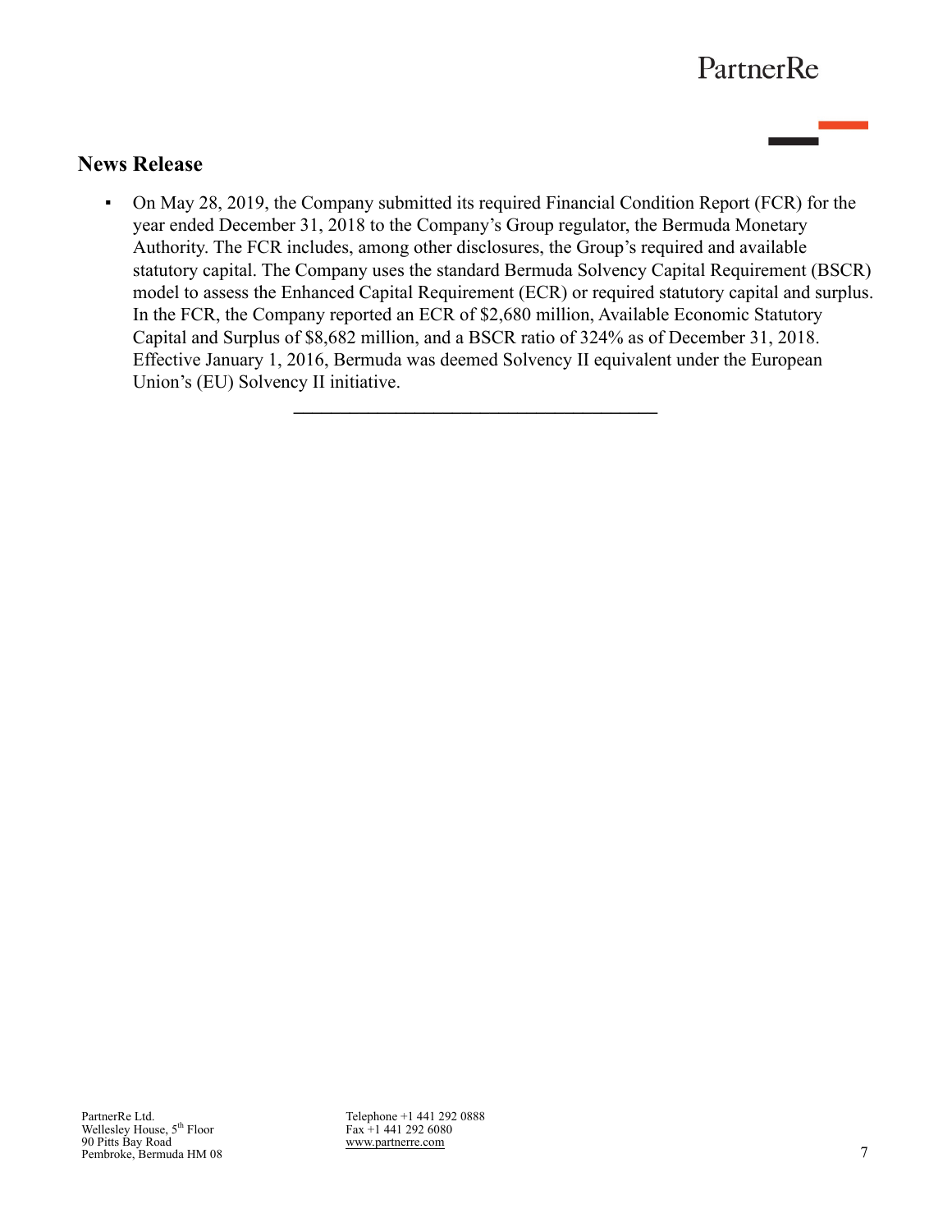## News Release

- On May 28, 2019, the Company submitted its required Financial Condition Report (FCR) for the year ended December 31, 2018 to the Company's Group regulator, the Bermuda Monetary Authority. The FCR includes, among other disclosures, the Group's required and available statutory capital. The Company uses the standard Bermuda Solvency Capital Requirement (BSCR) model to assess the Enhanced Capital Requirement (ECR) or required statutory capital and surplus. In the FCR, the Company reported an ECR of $2,680 million, Available Economic Statutory Capital and Surplus of $8,682 million, and a BSCR ratio of 324% as of December 31, 2018. Effective January 1, 2016, Bermuda was deemed Solvency II equivalent under the European Union's (EU) Solvency II initiative.

---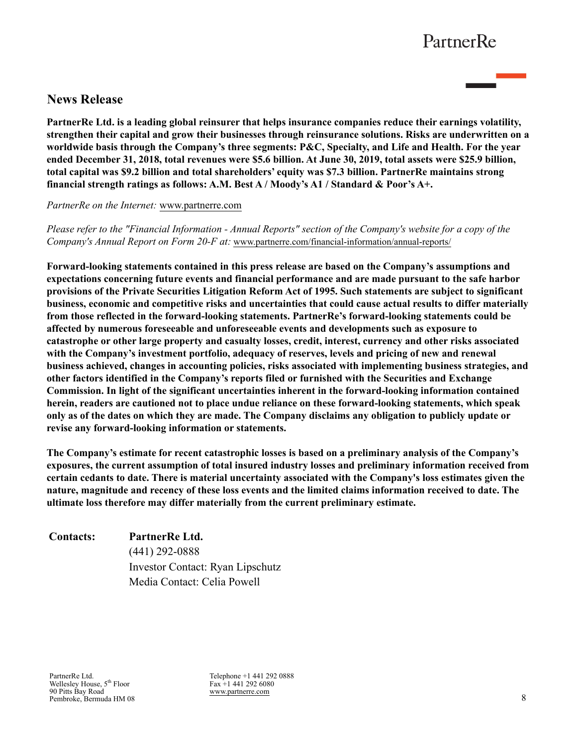## News Release

**PartnerRe Ltd. is a leading global reinsurer that helps insurance companies reduce their earnings volatility, strengthen their capital and grow their businesses through reinsurance solutions. Risks are underwritten on a worldwide basis through the Company's three segments: P&C, Specialty, and Life and Health. For the year ended December 31, 2018, total revenues were $5.6 billion. At June 30, 2019, total assets were $25.9 billion, total capital was $9.2 billion and total shareholders' equity was $7.3 billion. PartnerRe maintains strong financial strength ratings as follows: A.M. Best A / Moody's A1 / Standard & Poor's A+.**

*PartnerRe on the Internet:* www.partnerre.com

*Please refer to the "Financial Information - Annual Reports" section of the Company's website for a copy of the Company's Annual Report on Form 20-F at:* www.partnerre.com/financial-information/annual-reports/

**Forward-looking statements contained in this press release are based on the Company's assumptions and expectations concerning future events and financial performance and are made pursuant to the safe harbor provisions of the Private Securities Litigation Reform Act of 1995. Such statements are subject to significant business, economic and competitive risks and uncertainties that could cause actual results to differ materially from those reflected in the forward-looking statements. PartnerRe's forward-looking statements could be affected by numerous foreseeable and unforeseeable events and developments such as exposure to catastrophe or other large property and casualty losses, credit, interest, currency and other risks associated with the Company's investment portfolio, adequacy of reserves, levels and pricing of new and renewal business achieved, changes in accounting policies, risks associated with implementing business strategies, and other factors identified in the Company's reports filed or furnished with the Securities and Exchange Commission. In light of the significant uncertainties inherent in the forward-looking information contained herein, readers are cautioned not to place undue reliance on these forward-looking statements, which speak only as of the dates on which they are made. The Company disclaims any obligation to publicly update or revise any forward-looking information or statements.**

**The Company's estimate for recent catastrophic losses is based on a preliminary analysis of the Company's exposures, the current assumption of total insured industry losses and preliminary information received from certain cedants to date. There is material uncertainty associated with the Company's loss estimates given the nature, magnitude and recency of these loss events and the limited claims information received to date. The ultimate loss therefore may differ materially from the current preliminary estimate.**

**Contacts:** **PartnerRe Ltd.**
(441) 292-0888
Investor Contact: Ryan Lipschutz
Media Contact: Celia Powell

PartnerRe Ltd.
Wellesley House, 5th Floor
90 Pitts Bay Road
Pembroke, Bermuda HM 08

Telephone +1 441 292 0888
Fax +1 441 292 6080
www.partnerre.com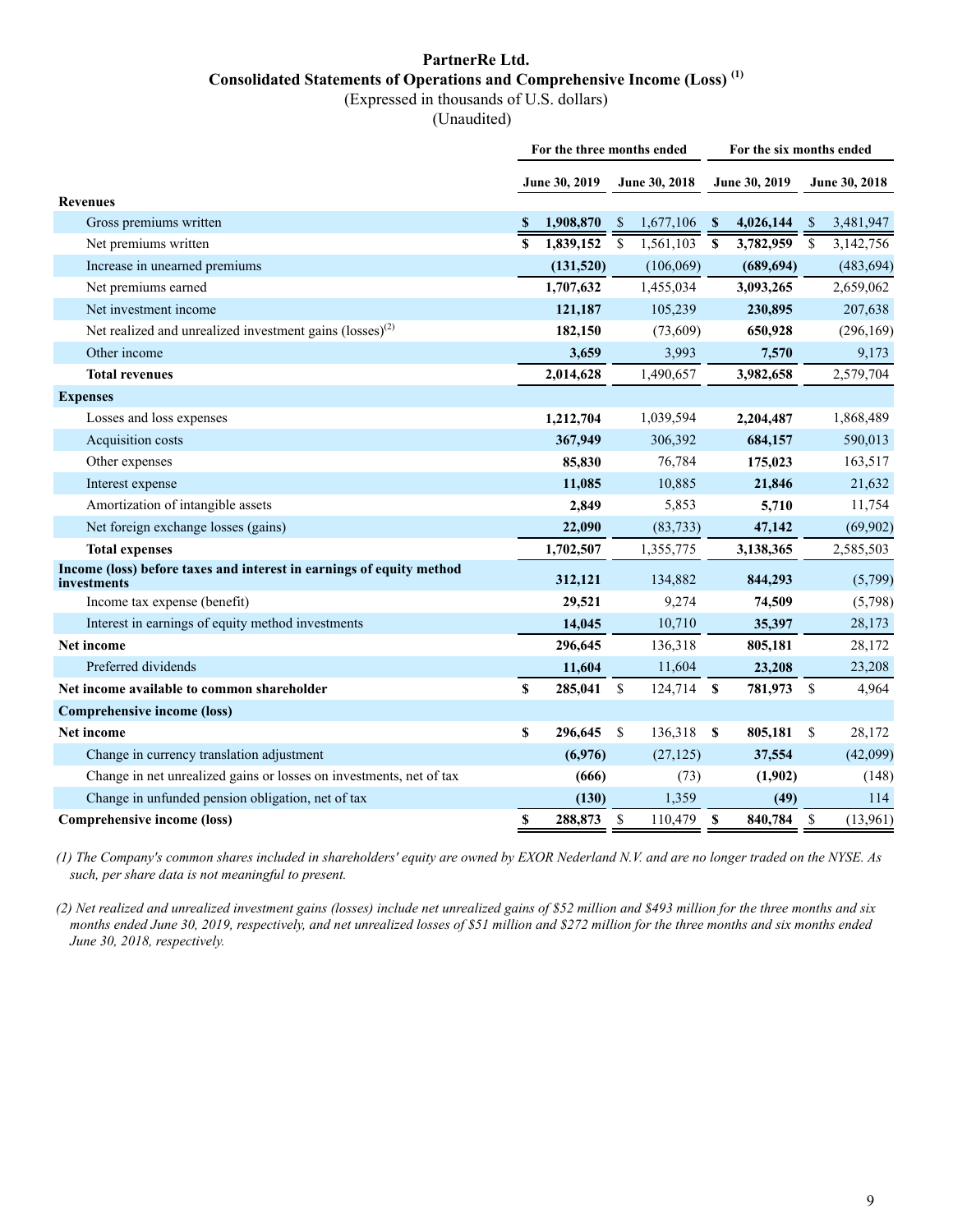# PartnerRe Ltd.

## Consolidated Statements of Operations and Comprehensive Income (Loss) (1)

(Expressed in thousands of U.S. dollars)

(Unaudited)

| | For the three months ended | | For the six months ended | |
|---|---|---|---|---|
| | June 30, 2019 | June 30, 2018 | June 30, 2019 | June 30, 2018 |
| **Revenues** | | | | |
| Gross premiums written | **$ 1,908,870** | $ 1,677,106 | **$ 4,026,144** | $ 3,481,947 |
| Net premiums written | **$ 1,839,152** | $ 1,561,103 | **$ 3,782,959** | $ 3,142,756 |
| Increase in unearned premiums | **(131,520)** | (106,069) | **(689,694)** | (483,694) |
| Net premiums earned | **1,707,632** | 1,455,034 | **3,093,265** | 2,659,062 |
| Net investment income | **121,187** | 105,239 | **230,895** | 207,638 |
| Net realized and unrealized investment gains (losses)(2) | **182,150** | (73,609) | **650,928** | (296,169) |
| Other income | **3,659** | 3,993 | **7,570** | 9,173 |
| **Total revenues** | **2,014,628** | 1,490,657 | **3,982,658** | 2,579,704 |
| **Expenses** | | | | |
| Losses and loss expenses | **1,212,704** | 1,039,594 | **2,204,487** | 1,868,489 |
| Acquisition costs | **367,949** | 306,392 | **684,157** | 590,013 |
| Other expenses | **85,830** | 76,784 | **175,023** | 163,517 |
| Interest expense | **11,085** | 10,885 | **21,846** | 21,632 |
| Amortization of intangible assets | **2,849** | 5,853 | **5,710** | 11,754 |
| Net foreign exchange losses (gains) | **22,090** | (83,733) | **47,142** | (69,902) |
| **Total expenses** | **1,702,507** | 1,355,775 | **3,138,365** | 2,585,503 |
| **Income (loss) before taxes and interest in earnings of equity method investments** | **312,121** | 134,882 | **844,293** | (5,799) |
| Income tax expense (benefit) | **29,521** | 9,274 | **74,509** | (5,798) |
| Interest in earnings of equity method investments | **14,045** | 10,710 | **35,397** | 28,173 |
| **Net income** | **296,645** | 136,318 | **805,181** | 28,172 |
| Preferred dividends | **11,604** | 11,604 | **23,208** | 23,208 |
| **Net income available to common shareholder** | **$ 285,041** | $ 124,714 | **$ 781,973** | $ 4,964 |
| **Comprehensive income (loss)** | | | | |
| **Net income** | **$ 296,645** | $ 136,318 | **$ 805,181** | $ 28,172 |
| Change in currency translation adjustment | **(6,976)** | (27,125) | **37,554** | (42,099) |
| Change in net unrealized gains or losses on investments, net of tax | **(666)** | (73) | **(1,902)** | (148) |
| Change in unfunded pension obligation, net of tax | **(130)** | 1,359 | **(49)** | 114 |
| **Comprehensive income (loss)** | **$ 288,873** | $ 110,479 | **$ 840,784** | $ (13,961) |

*(1) The Company's common shares included in shareholders' equity are owned by EXOR Nederland N.V. and are no longer traded on the NYSE. As such, per share data is not meaningful to present.*

*(2) Net realized and unrealized investment gains (losses) include net unrealized gains of $52 million and $493 million for the three months and six months ended June 30, 2019, respectively, and net unrealized losses of $51 million and $272 million for the three months and six months ended June 30, 2018, respectively.*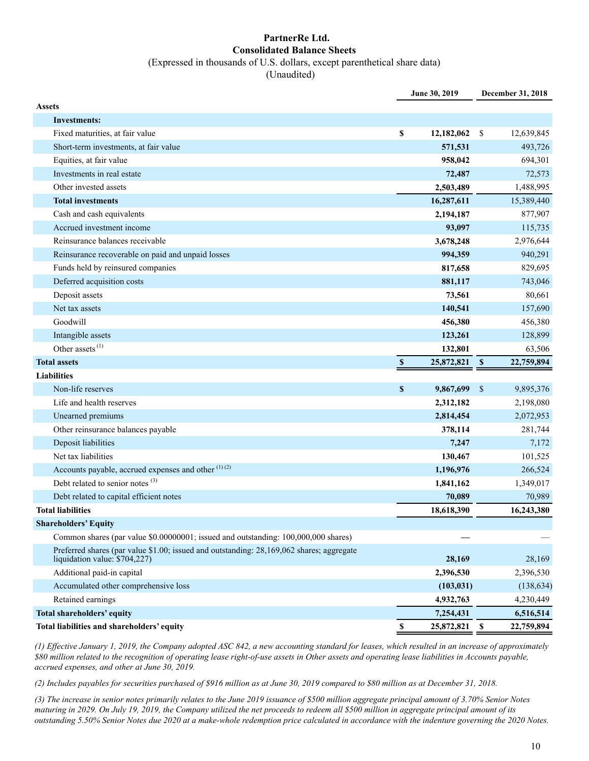# PartnerRe Ltd.
## Consolidated Balance Sheets
(Expressed in thousands of U.S. dollars, except parenthetical share data)
(Unaudited)

| | June 30, 2019 | December 31, 2018 |
|---|---|---|
| **Assets** | | |
| **Investments:** | | |
| Fixed maturities, at fair value | **$ 12,182,062** | $ 12,639,845 |
| Short-term investments, at fair value | **571,531** | 493,726 |
| Equities, at fair value | **958,042** | 694,301 |
| Investments in real estate | **72,487** | 72,573 |
| Other invested assets | **2,503,489** | 1,488,995 |
| **Total investments** | **16,287,611** | 15,389,440 |
| Cash and cash equivalents | **2,194,187** | 877,907 |
| Accrued investment income | **93,097** | 115,735 |
| Reinsurance balances receivable | **3,678,248** | 2,976,644 |
| Reinsurance recoverable on paid and unpaid losses | **994,359** | 940,291 |
| Funds held by reinsured companies | **817,658** | 829,695 |
| Deferred acquisition costs | **881,117** | 743,046 |
| Deposit assets | **73,561** | 80,661 |
| Net tax assets | **140,541** | 157,690 |
| Goodwill | **456,380** | 456,380 |
| Intangible assets | **123,261** | 128,899 |
| Other assets (1) | **132,801** | 63,506 |
| **Total assets** | **$ 25,872,821** | **$ 22,759,894** |
| **Liabilities** | | |
| Non-life reserves | **$ 9,867,699** | $ 9,895,376 |
| Life and health reserves | **2,312,182** | 2,198,080 |
| Unearned premiums | **2,814,454** | 2,072,953 |
| Other reinsurance balances payable | **378,114** | 281,744 |
| Deposit liabilities | **7,247** | 7,172 |
| Net tax liabilities | **130,467** | 101,525 |
| Accounts payable, accrued expenses and other (1) (2) | **1,196,976** | 266,524 |
| Debt related to senior notes (3) | **1,841,162** | 1,349,017 |
| Debt related to capital efficient notes | **70,089** | 70,989 |
| **Total liabilities** | **18,618,390** | **16,243,380** |
| **Shareholders' Equity** | | |
| Common shares (par value $0.00000001; issued and outstanding: 100,000,000 shares) | **—** | — |
| Preferred shares (par value $1.00; issued and outstanding: 28,169,062 shares; aggregate liquidation value: $704,227) | **28,169** | 28,169 |
| Additional paid-in capital | **2,396,530** | 2,396,530 |
| Accumulated other comprehensive loss | **(103,031)** | (138,634) |
| Retained earnings | **4,932,763** | 4,230,449 |
| **Total shareholders' equity** | **7,254,431** | **6,516,514** |
| **Total liabilities and shareholders' equity** | **$ 25,872,821** | **$ 22,759,894** |

*(1) Effective January 1, 2019, the Company adopted ASC 842, a new accounting standard for leases, which resulted in an increase of approximately $80 million related to the recognition of operating lease right-of-use assets in Other assets and operating lease liabilities in Accounts payable, accrued expenses, and other at June 30, 2019.*

*(2) Includes payables for securities purchased of $916 million as at June 30, 2019 compared to $80 million as at December 31, 2018.*

*(3) The increase in senior notes primarily relates to the June 2019 issuance of $500 million aggregate principal amount of 3.70% Senior Notes maturing in 2029. On July 19, 2019, the Company utilized the net proceeds to redeem all $500 million in aggregate principal amount of its outstanding 5.50% Senior Notes due 2020 at a make-whole redemption price calculated in accordance with the indenture governing the 2020 Notes.*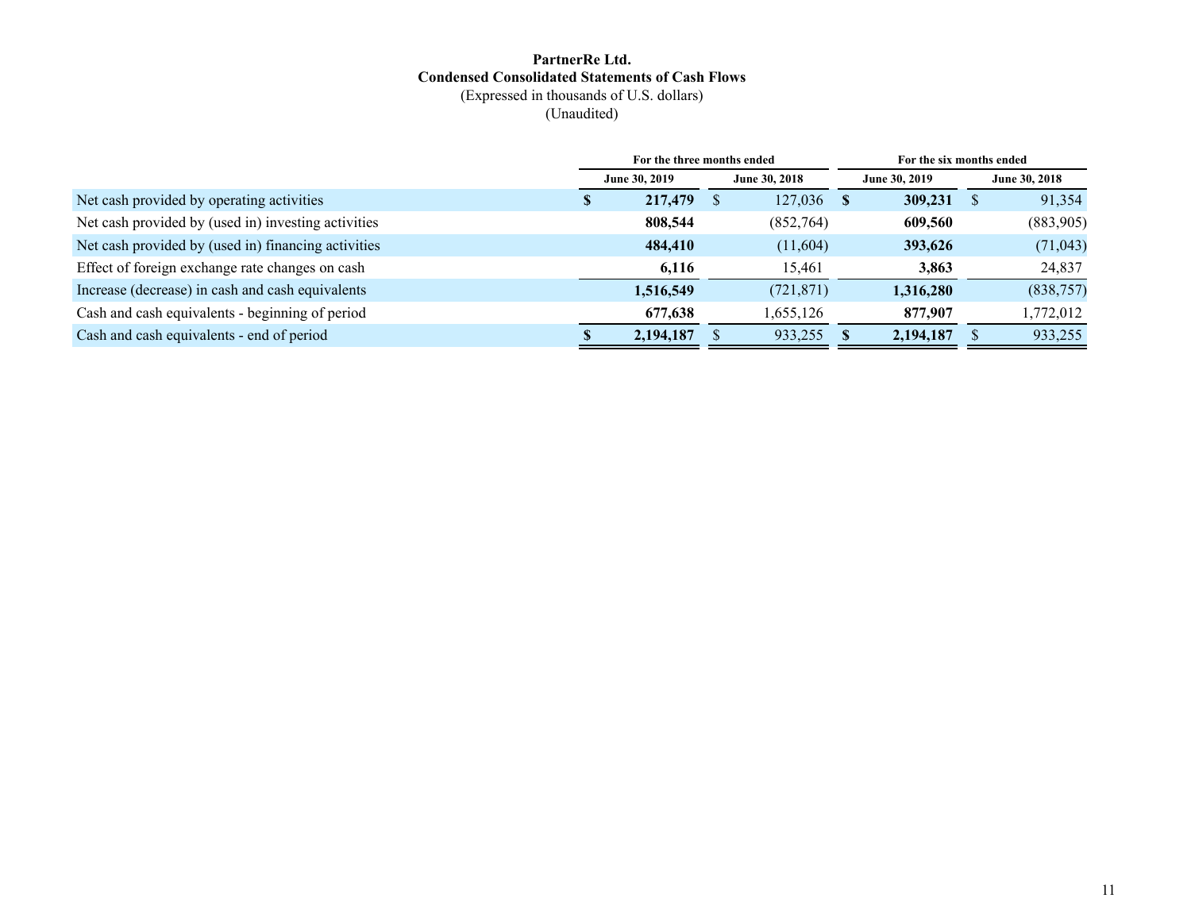**PartnerRe Ltd.**
**Condensed Consolidated Statements of Cash Flows**
(Expressed in thousands of U.S. dollars)
(Unaudited)

| | For the three months ended | | For the six months ended | |
|---|---|---|---|---|
| | **June 30, 2019** | **June 30, 2018** | **June 30, 2019** | **June 30, 2018** |
| Net cash provided by operating activities | **$ 217,479** | $ 127,036 | **$ 309,231** | $ 91,354 |
| Net cash provided by (used in) investing activities | **808,544** | (852,764) | **609,560** | (883,905) |
| Net cash provided by (used in) financing activities | **484,410** | (11,604) | **393,626** | (71,043) |
| Effect of foreign exchange rate changes on cash | **6,116** | 15,461 | **3,863** | 24,837 |
| Increase (decrease) in cash and cash equivalents | **1,516,549** | (721,871) | **1,316,280** | (838,757) |
| Cash and cash equivalents - beginning of period | **677,638** | 1,655,126 | **877,907** | 1,772,012 |
| Cash and cash equivalents - end of period | **$ 2,194,187** | $ 933,255 | **$ 2,194,187** | $ 933,255 |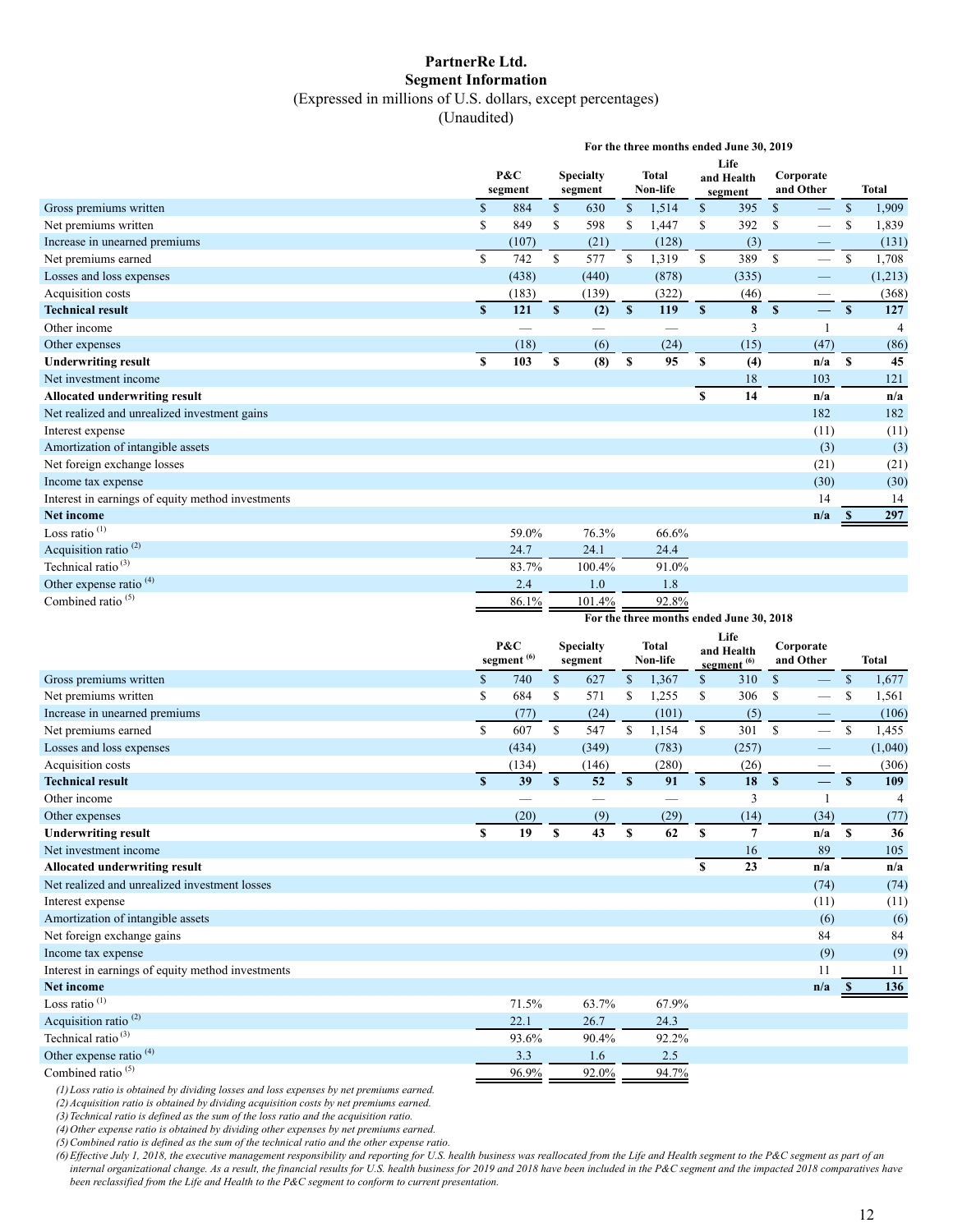# PartnerRe Ltd.
## Segment Information
(Expressed in millions of U.S. dollars, except percentages)
(Unaudited)

| | For the three months ended June 30, 2019 | | | | | |
|---|---|---|---|---|---|---|
| | P&C segment | Specialty segment | Total Non-life | Life and Health segment | Corporate and Other | Total |
| Gross premiums written | $ 884 | $ 630 | $ 1,514 | $ 395 | $ — | $ 1,909 |
| Net premiums written | $ 849 | $ 598 | $ 1,447 | $ 392 | $ — | $ 1,839 |
| Increase in unearned premiums | (107) | (21) | (128) | (3) | — | (131) |
| Net premiums earned | $ 742 | $ 577 | $ 1,319 | $ 389 | $ — | $ 1,708 |
| Losses and loss expenses | (438) | (440) | (878) | (335) | — | (1,213) |
| Acquisition costs | (183) | (139) | (322) | (46) | — | (368) |
| **Technical result** | **$ 121** | **$ (2)** | **$ 119** | **$ 8** | **$ —** | **$ 127** |
| Other income | — | — | — | 3 | 1 | 4 |
| Other expenses | (18) | (6) | (24) | (15) | (47) | (86) |
| **Underwriting result** | **$ 103** | **$ (8)** | **$ 95** | **$ (4)** | **n/a** | **$ 45** |
| Net investment income | | | | 18 | 103 | 121 |
| **Allocated underwriting result** | | | | **$ 14** | **n/a** | **n/a** |
| Net realized and unrealized investment gains | | | | | 182 | 182 |
| Interest expense | | | | | (11) | (11) |
| Amortization of intangible assets | | | | | (3) | (3) |
| Net foreign exchange losses | | | | | (21) | (21) |
| Income tax expense | | | | | (30) | (30) |
| Interest in earnings of equity method investments | | | | | 14 | 14 |
| **Net income** | | | | | **n/a** | **$ 297** |
| Loss ratio (1) | 59.0% | 76.3% | 66.6% | | | |
| Acquisition ratio (2) | 24.7 | 24.1 | 24.4 | | | |
| Technical ratio (3) | 83.7% | 100.4% | 91.0% | | | |
| Other expense ratio (4) | 2.4 | 1.0 | 1.8 | | | |
| Combined ratio (5) | 86.1% | 101.4% | 92.8% | | | |

| | For the three months ended June 30, 2018 | | | | | |
|---|---|---|---|---|---|---|
| | P&C segment (6) | Specialty segment | Total Non-life | Life and Health segment (6) | Corporate and Other | Total |
| Gross premiums written | $ 740 | $ 627 | $ 1,367 | $ 310 | $ — | $ 1,677 |
| Net premiums written | $ 684 | $ 571 | $ 1,255 | $ 306 | $ — | $ 1,561 |
| Increase in unearned premiums | (77) | (24) | (101) | (5) | — | (106) |
| Net premiums earned | $ 607 | $ 547 | $ 1,154 | $ 301 | $ — | $ 1,455 |
| Losses and loss expenses | (434) | (349) | (783) | (257) | — | (1,040) |
| Acquisition costs | (134) | (146) | (280) | (26) | — | (306) |
| **Technical result** | **$ 39** | **$ 52** | **$ 91** | **$ 18** | **$ —** | **$ 109** |
| Other income | — | — | — | 3 | 1 | 4 |
| Other expenses | (20) | (9) | (29) | (14) | (34) | (77) |
| **Underwriting result** | **$ 19** | **$ 43** | **$ 62** | **$ 7** | **n/a** | **$ 36** |
| Net investment income | | | | 16 | 89 | 105 |
| **Allocated underwriting result** | | | | **$ 23** | **n/a** | **n/a** |
| Net realized and unrealized investment losses | | | | | (74) | (74) |
| Interest expense | | | | | (11) | (11) |
| Amortization of intangible assets | | | | | (6) | (6) |
| Net foreign exchange gains | | | | | 84 | 84 |
| Income tax expense | | | | | (9) | (9) |
| Interest in earnings of equity method investments | | | | | 11 | 11 |
| **Net income** | | | | | **n/a** | **$ 136** |
| Loss ratio (1) | 71.5% | 63.7% | 67.9% | | | |
| Acquisition ratio (2) | 22.1 | 26.7 | 24.3 | | | |
| Technical ratio (3) | 93.6% | 90.4% | 92.2% | | | |
| Other expense ratio (4) | 3.3 | 1.6 | 2.5 | | | |
| Combined ratio (5) | 96.9% | 92.0% | 94.7% | | | |

*(1) Loss ratio is obtained by dividing losses and loss expenses by net premiums earned.*
*(2) Acquisition ratio is obtained by dividing acquisition costs by net premiums earned.*
*(3) Technical ratio is defined as the sum of the loss ratio and the acquisition ratio.*
*(4) Other expense ratio is obtained by dividing other expenses by net premiums earned.*
*(5) Combined ratio is defined as the sum of the technical ratio and the other expense ratio.*
*(6) Effective July 1, 2018, the executive management responsibility and reporting for U.S. health business was reallocated from the Life and Health segment to the P&C segment as part of an internal organizational change. As a result, the financial results for U.S. health business for 2019 and 2018 have been included in the P&C segment and the impacted 2018 comparatives have been reclassified from the Life and Health to the P&C segment to conform to current presentation.*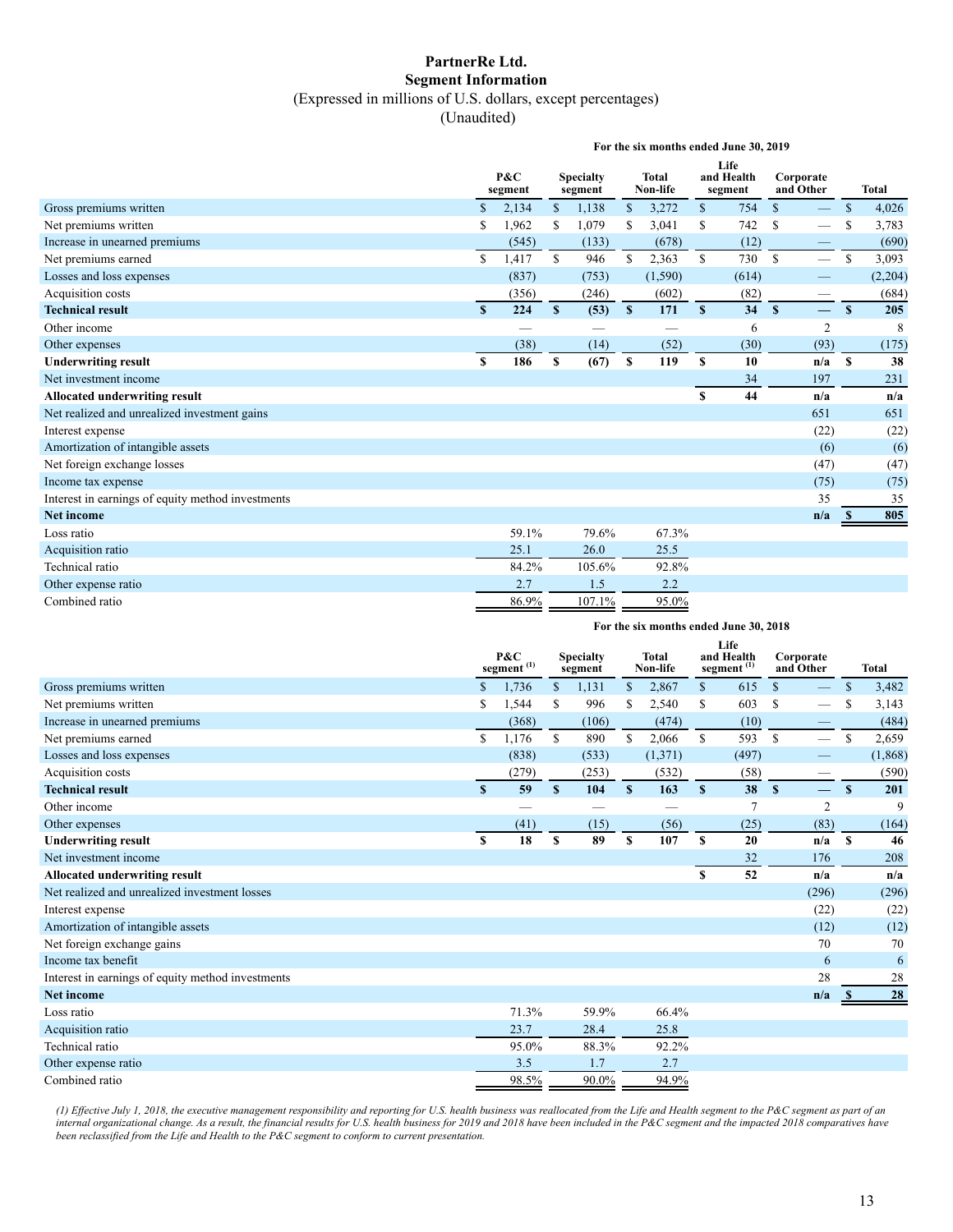# PartnerRe Ltd.
## Segment Information
(Expressed in millions of U.S. dollars, except percentages)
(Unaudited)

| | For the six months ended June 30, 2019 | | | | | |
|---|---|---|---|---|---|---|
| | P&C segment | Specialty segment | Total Non-life | Life and Health segment | Corporate and Other | Total |
| Gross premiums written | $ 2,134 | $ 1,138 | $ 3,272 | $ 754 | $ — | $ 4,026 |
| Net premiums written | $ 1,962 | $ 1,079 | $ 3,041 | $ 742 | $ — | $ 3,783 |
| Increase in unearned premiums | (545) | (133) | (678) | (12) | — | (690) |
| Net premiums earned | $ 1,417 | $ 946 | $ 2,363 | $ 730 | $ — | $ 3,093 |
| Losses and loss expenses | (837) | (753) | (1,590) | (614) | — | (2,204) |
| Acquisition costs | (356) | (246) | (602) | (82) | — | (684) |
| **Technical result** | **$ 224** | **$ (53)** | **$ 171** | **$ 34** | **$ —** | **$ 205** |
| Other income | — | — | — | 6 | 2 | 8 |
| Other expenses | (38) | (14) | (52) | (30) | (93) | (175) |
| **Underwriting result** | **$ 186** | **$ (67)** | **$ 119** | **$ 10** | **n/a** | **$ 38** |
| Net investment income | | | | 34 | 197 | 231 |
| **Allocated underwriting result** | | | | **$ 44** | **n/a** | **n/a** |
| Net realized and unrealized investment gains | | | | | 651 | 651 |
| Interest expense | | | | | (22) | (22) |
| Amortization of intangible assets | | | | | (6) | (6) |
| Net foreign exchange losses | | | | | (47) | (47) |
| Income tax expense | | | | | (75) | (75) |
| Interest in earnings of equity method investments | | | | | 35 | 35 |
| **Net income** | | | | | **n/a** | **$ 805** |
| Loss ratio | 59.1% | 79.6% | 67.3% | | | |
| Acquisition ratio | 25.1 | 26.0 | 25.5 | | | |
| Technical ratio | 84.2% | 105.6% | 92.8% | | | |
| Other expense ratio | 2.7 | 1.5 | 2.2 | | | |
| Combined ratio | 86.9% | 107.1% | 95.0% | | | |

| | For the six months ended June 30, 2018 | | | | | |
|---|---|---|---|---|---|---|
| | P&C segment (1) | Specialty segment | Total Non-life | Life and Health segment (1) | Corporate and Other | Total |
| Gross premiums written | $ 1,736 | $ 1,131 | $ 2,867 | $ 615 | $ — | $ 3,482 |
| Net premiums written | $ 1,544 | $ 996 | $ 2,540 | $ 603 | $ — | $ 3,143 |
| Increase in unearned premiums | (368) | (106) | (474) | (10) | — | (484) |
| Net premiums earned | $ 1,176 | $ 890 | $ 2,066 | $ 593 | $ — | $ 2,659 |
| Losses and loss expenses | (838) | (533) | (1,371) | (497) | — | (1,868) |
| Acquisition costs | (279) | (253) | (532) | (58) | — | (590) |
| **Technical result** | **$ 59** | **$ 104** | **$ 163** | **$ 38** | **$ —** | **$ 201** |
| Other income | — | — | — | 7 | 2 | 9 |
| Other expenses | (41) | (15) | (56) | (25) | (83) | (164) |
| **Underwriting result** | **$ 18** | **$ 89** | **$ 107** | **$ 20** | **n/a** | **$ 46** |
| Net investment income | | | | 32 | 176 | 208 |
| **Allocated underwriting result** | | | | **$ 52** | **n/a** | **n/a** |
| Net realized and unrealized investment losses | | | | | (296) | (296) |
| Interest expense | | | | | (22) | (22) |
| Amortization of intangible assets | | | | | (12) | (12) |
| Net foreign exchange gains | | | | | 70 | 70 |
| Income tax benefit | | | | | 6 | 6 |
| Interest in earnings of equity method investments | | | | | 28 | 28 |
| **Net income** | | | | | **n/a** | **$ 28** |
| Loss ratio | 71.3% | 59.9% | 66.4% | | | |
| Acquisition ratio | 23.7 | 28.4 | 25.8 | | | |
| Technical ratio | 95.0% | 88.3% | 92.2% | | | |
| Other expense ratio | 3.5 | 1.7 | 2.7 | | | |
| Combined ratio | 98.5% | 90.0% | 94.9% | | | |

*(1) Effective July 1, 2018, the executive management responsibility and reporting for U.S. health business was reallocated from the Life and Health segment to the P&C segment as part of an internal organizational change. As a result, the financial results for U.S. health business for 2019 and 2018 have been included in the P&C segment and the impacted 2018 comparatives have been reclassified from the Life and Health to the P&C segment to conform to current presentation.*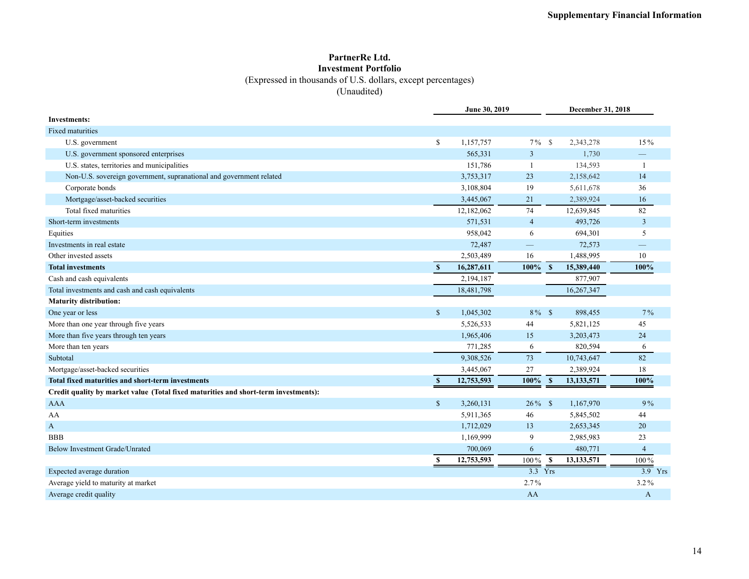**Supplementary Financial Information**

# PartnerRe Ltd.
## Investment Portfolio
(Expressed in thousands of U.S. dollars, except percentages)
(Unaudited)

| | June 30, 2019 | | December 31, 2018 | |
|---|---|---|---|---|
| **Investments:** | | | | |
| Fixed maturities | | | | |
| U.S. government | $ 1,157,757 | 7% | $ 2,343,278 | 15% |
| U.S. government sponsored enterprises | 565,331 | 3 | 1,730 | — |
| U.S. states, territories and municipalities | 151,786 | 1 | 134,593 | 1 |
| Non-U.S. sovereign government, supranational and government related | 3,753,317 | 23 | 2,158,642 | 14 |
| Corporate bonds | 3,108,804 | 19 | 5,611,678 | 36 |
| Mortgage/asset-backed securities | 3,445,067 | 21 | 2,389,924 | 16 |
| Total fixed maturities | 12,182,062 | 74 | 12,639,845 | 82 |
| Short-term investments | 571,531 | 4 | 493,726 | 3 |
| Equities | 958,042 | 6 | 694,301 | 5 |
| Investments in real estate | 72,487 | — | 72,573 | — |
| Other invested assets | 2,503,489 | 16 | 1,488,995 | 10 |
| **Total investments** | **$ 16,287,611** | **100%** | **$ 15,389,440** | **100%** |
| Cash and cash equivalents | 2,194,187 | | 877,907 | |
| Total investments and cash and cash equivalents | 18,481,798 | | 16,267,347 | |
| **Maturity distribution:** | | | | |
| One year or less | $ 1,045,302 | 8% | $ 898,455 | 7% |
| More than one year through five years | 5,526,533 | 44 | 5,821,125 | 45 |
| More than five years through ten years | 1,965,406 | 15 | 3,203,473 | 24 |
| More than ten years | 771,285 | 6 | 820,594 | 6 |
| Subtotal | 9,308,526 | 73 | 10,743,647 | 82 |
| Mortgage/asset-backed securities | 3,445,067 | 27 | 2,389,924 | 18 |
| **Total fixed maturities and short-term investments** | **$ 12,753,593** | **100%** | **$ 13,133,571** | **100%** |
| **Credit quality by market value (Total fixed maturities and short-term investments):** | | | | |
| AAA | $ 3,260,131 | 26% | $ 1,167,970 | 9% |
| AA | 5,911,365 | 46 | 5,845,502 | 44 |
| A | 1,712,029 | 13 | 2,653,345 | 20 |
| BBB | 1,169,999 | 9 | 2,985,983 | 23 |
| Below Investment Grade/Unrated | 700,069 | 6 | 480,771 | 4 |
| | **$ 12,753,593** | 100% | **$ 13,133,571** | 100% |
| Expected average duration | | 3.3 Yrs | | 3.9 Yrs |
| Average yield to maturity at market | | 2.7% | | 3.2% |
| Average credit quality | | AA | | A |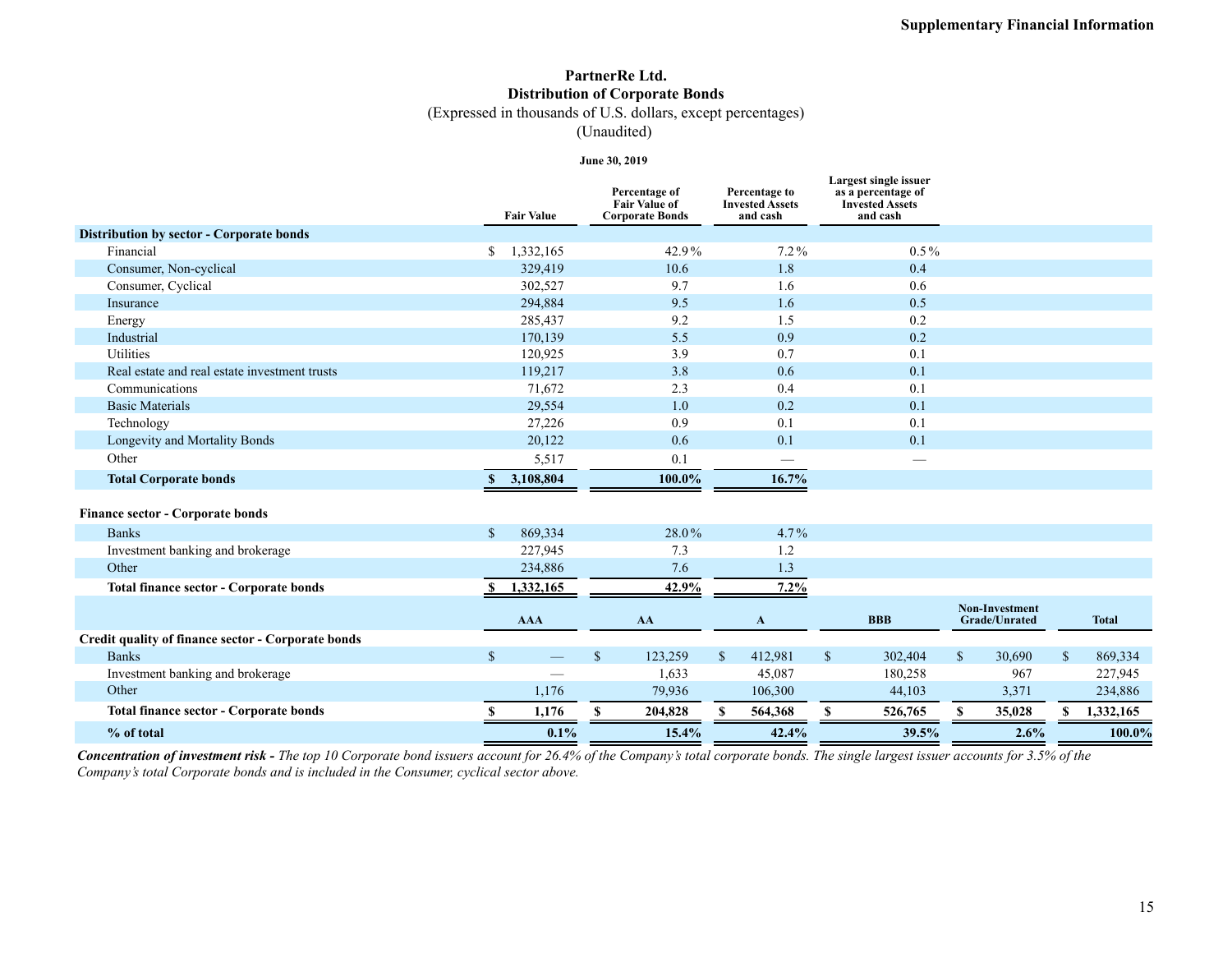# PartnerRe Ltd.

## Distribution of Corporate Bonds

(Expressed in thousands of U.S. dollars, except percentages)

(Unaudited)

**June 30, 2019**

| | Fair Value | Percentage of Fair Value of Corporate Bonds | Percentage to Invested Assets and cash | Largest single issuer as a percentage of Invested Assets and cash |
|---|---|---|---|---|
| **Distribution by sector - Corporate bonds** | | | | |
| Financial | $ 1,332,165 | 42.9% | 7.2% | 0.5% |
| Consumer, Non-cyclical | 329,419 | 10.6 | 1.8 | 0.4 |
| Consumer, Cyclical | 302,527 | 9.7 | 1.6 | 0.6 |
| Insurance | 294,884 | 9.5 | 1.6 | 0.5 |
| Energy | 285,437 | 9.2 | 1.5 | 0.2 |
| Industrial | 170,139 | 5.5 | 0.9 | 0.2 |
| Utilities | 120,925 | 3.9 | 0.7 | 0.1 |
| Real estate and real estate investment trusts | 119,217 | 3.8 | 0.6 | 0.1 |
| Communications | 71,672 | 2.3 | 0.4 | 0.1 |
| Basic Materials | 29,554 | 1.0 | 0.2 | 0.1 |
| Technology | 27,226 | 0.9 | 0.1 | 0.1 |
| Longevity and Mortality Bonds | 20,122 | 0.6 | 0.1 | 0.1 |
| Other | 5,517 | 0.1 | — | — |
| **Total Corporate bonds** | **$ 3,108,804** | **100.0%** | **16.7%** | |
| | | | | |
| **Finance sector - Corporate bonds** | | | | |
| Banks | $ 869,334 | 28.0% | 4.7% | |
| Investment banking and brokerage | 227,945 | 7.3 | 1.2 | |
| Other | 234,886 | 7.6 | 1.3 | |
| **Total finance sector - Corporate bonds** | **$ 1,332,165** | **42.9%** | **7.2%** | |

| | AAA | AA | A | BBB | Non-Investment Grade/Unrated | Total |
|---|---|---|---|---|---|---|
| **Credit quality of finance sector - Corporate bonds** | | | | | | |
| Banks | $ — | $ 123,259 | $ 412,981 | $ 302,404 | $ 30,690 | $ 869,334 |
| Investment banking and brokerage | — | 1,633 | 45,087 | 180,258 | 967 | 227,945 |
| Other | 1,176 | 79,936 | 106,300 | 44,103 | 3,371 | 234,886 |
| **Total finance sector - Corporate bonds** | **$ 1,176** | **$ 204,828** | **$ 564,368** | **$ 526,765** | **$ 35,028** | **$ 1,332,165** |
| **% of total** | **0.1%** | **15.4%** | **42.4%** | **39.5%** | **2.6%** | **100.0%** |

***Concentration of investment risk -*** *The top 10 Corporate bond issuers account for 26.4% of the Company's total corporate bonds. The single largest issuer accounts for 3.5% of the Company's total Corporate bonds and is included in the Consumer, cyclical sector above.*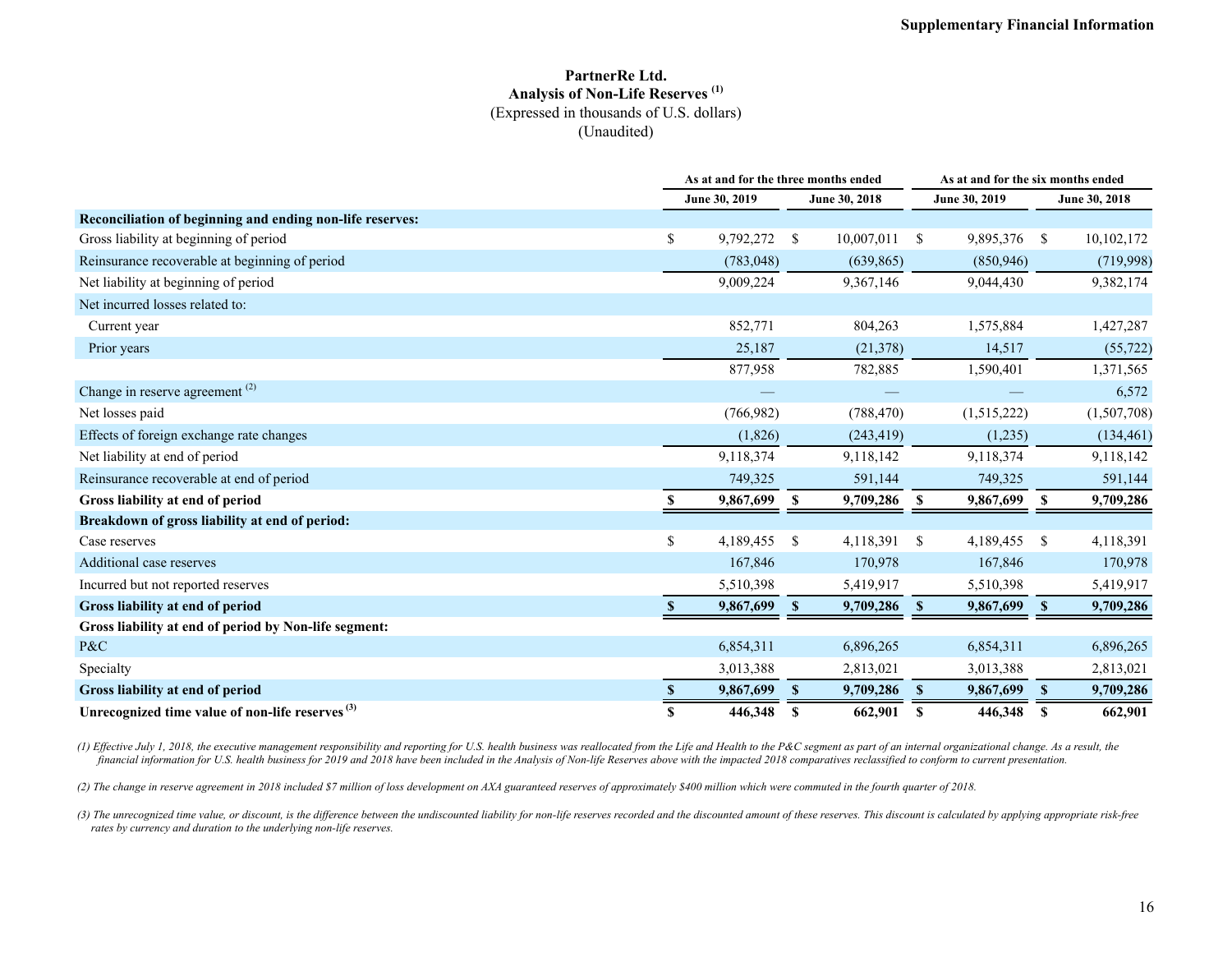# PartnerRe Ltd.

## Analysis of Non-Life Reserves [(1)]

(Expressed in thousands of U.S. dollars)

(Unaudited)

| | As at and for the three months ended | | As at and for the six months ended | |
|---|---|---|---|---|
| | June 30, 2019 | June 30, 2018 | June 30, 2019 | June 30, 2018 |
| **Reconciliation of beginning and ending non-life reserves:** | | | | |
| Gross liability at beginning of period | $ 9,792,272 | $ 10,007,011 | $ 9,895,376 | $ 10,102,172 |
| Reinsurance recoverable at beginning of period | (783,048) | (639,865) | (850,946) | (719,998) |
| Net liability at beginning of period | 9,009,224 | 9,367,146 | 9,044,430 | 9,382,174 |
| Net incurred losses related to: | | | | |
| Current year | 852,771 | 804,263 | 1,575,884 | 1,427,287 |
| Prior years | 25,187 | (21,378) | 14,517 | (55,722) |
| | 877,958 | 782,885 | 1,590,401 | 1,371,565 |
| Change in reserve agreement [(2)] | — | — | — | 6,572 |
| Net losses paid | (766,982) | (788,470) | (1,515,222) | (1,507,708) |
| Effects of foreign exchange rate changes | (1,826) | (243,419) | (1,235) | (134,461) |
| Net liability at end of period | 9,118,374 | 9,118,142 | 9,118,374 | 9,118,142 |
| Reinsurance recoverable at end of period | 749,325 | 591,144 | 749,325 | 591,144 |
| **Gross liability at end of period** | **$ 9,867,699** | **$ 9,709,286** | **$ 9,867,699** | **$ 9,709,286** |
| **Breakdown of gross liability at end of period:** | | | | |
| Case reserves | $ 4,189,455 | $ 4,118,391 | $ 4,189,455 | $ 4,118,391 |
| Additional case reserves | 167,846 | 170,978 | 167,846 | 170,978 |
| Incurred but not reported reserves | 5,510,398 | 5,419,917 | 5,510,398 | 5,419,917 |
| **Gross liability at end of period** | **$ 9,867,699** | **$ 9,709,286** | **$ 9,867,699** | **$ 9,709,286** |
| **Gross liability at end of period by Non-life segment:** | | | | |
| P&C | 6,854,311 | 6,896,265 | 6,854,311 | 6,896,265 |
| Specialty | 3,013,388 | 2,813,021 | 3,013,388 | 2,813,021 |
| **Gross liability at end of period** | **$ 9,867,699** | **$ 9,709,286** | **$ 9,867,699** | **$ 9,709,286** |
| **Unrecognized time value of non-life reserves [(3)]** | **$ 446,348** | **$ 662,901** | **$ 446,348** | **$ 662,901** |

*(1) Effective July 1, 2018, the executive management responsibility and reporting for U.S. health business was reallocated from the Life and Health to the P&C segment as part of an internal organizational change. As a result, the financial information for U.S. health business for 2019 and 2018 have been included in the Analysis of Non-life Reserves above with the impacted 2018 comparatives reclassified to conform to current presentation.*

*(2) The change in reserve agreement in 2018 included $7 million of loss development on AXA guaranteed reserves of approximately $400 million which were commuted in the fourth quarter of 2018.*

*(3) The unrecognized time value, or discount, is the difference between the undiscounted liability for non-life reserves recorded and the discounted amount of these reserves. This discount is calculated by applying appropriate risk-free rates by currency and duration to the underlying non-life reserves.*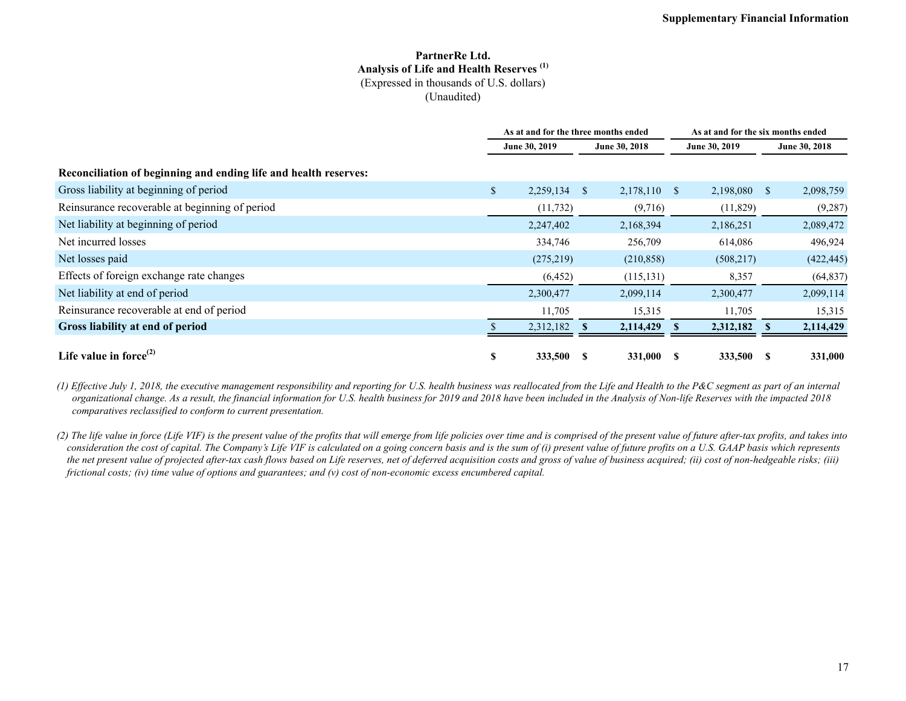Supplementary Financial Information

# PartnerRe Ltd.

## Analysis of Life and Health Reserves [1]

(Expressed in thousands of U.S. dollars)

(Unaudited)

| | As at and for the three months ended | | As at and for the six months ended | |
|---|---|---|---|---|
| | June 30, 2019 | June 30, 2018 | June 30, 2019 | June 30, 2018 |
| **Reconciliation of beginning and ending life and health reserves:** | | | | |
| Gross liability at beginning of period | $ 2,259,134 | $ 2,178,110 | $ 2,198,080 | $ 2,098,759 |
| Reinsurance recoverable at beginning of period | (11,732) | (9,716) | (11,829) | (9,287) |
| Net liability at beginning of period | 2,247,402 | 2,168,394 | 2,186,251 | 2,089,472 |
| Net incurred losses | 334,746 | 256,709 | 614,086 | 496,924 |
| Net losses paid | (275,219) | (210,858) | (508,217) | (422,445) |
| Effects of foreign exchange rate changes | (6,452) | (115,131) | 8,357 | (64,837) |
| Net liability at end of period | 2,300,477 | 2,099,114 | 2,300,477 | 2,099,114 |
| Reinsurance recoverable at end of period | 11,705 | 15,315 | 11,705 | 15,315 |
| **Gross liability at end of period** | **$ 2,312,182** | **$ 2,114,429** | **$ 2,312,182** | **$ 2,114,429** |
| **Life value in force[2]** | **$ 333,500** | **$ 331,000** | **$ 333,500** | **$ 331,000** |

*(1) Effective July 1, 2018, the executive management responsibility and reporting for U.S. health business was reallocated from the Life and Health to the P&C segment as part of an internal organizational change. As a result, the financial information for U.S. health business for 2019 and 2018 have been included in the Analysis of Non-life Reserves with the impacted 2018 comparatives reclassified to conform to current presentation.*

*(2) The life value in force (Life VIF) is the present value of the profits that will emerge from life policies over time and is comprised of the present value of future after-tax profits, and takes into consideration the cost of capital. The Company's Life VIF is calculated on a going concern basis and is the sum of (i) present value of future profits on a U.S. GAAP basis which represents the net present value of projected after-tax cash flows based on Life reserves, net of deferred acquisition costs and gross of value of business acquired; (ii) cost of non-hedgeable risks; (iii) frictional costs; (iv) time value of options and guarantees; and (v) cost of non-economic excess encumbered capital.*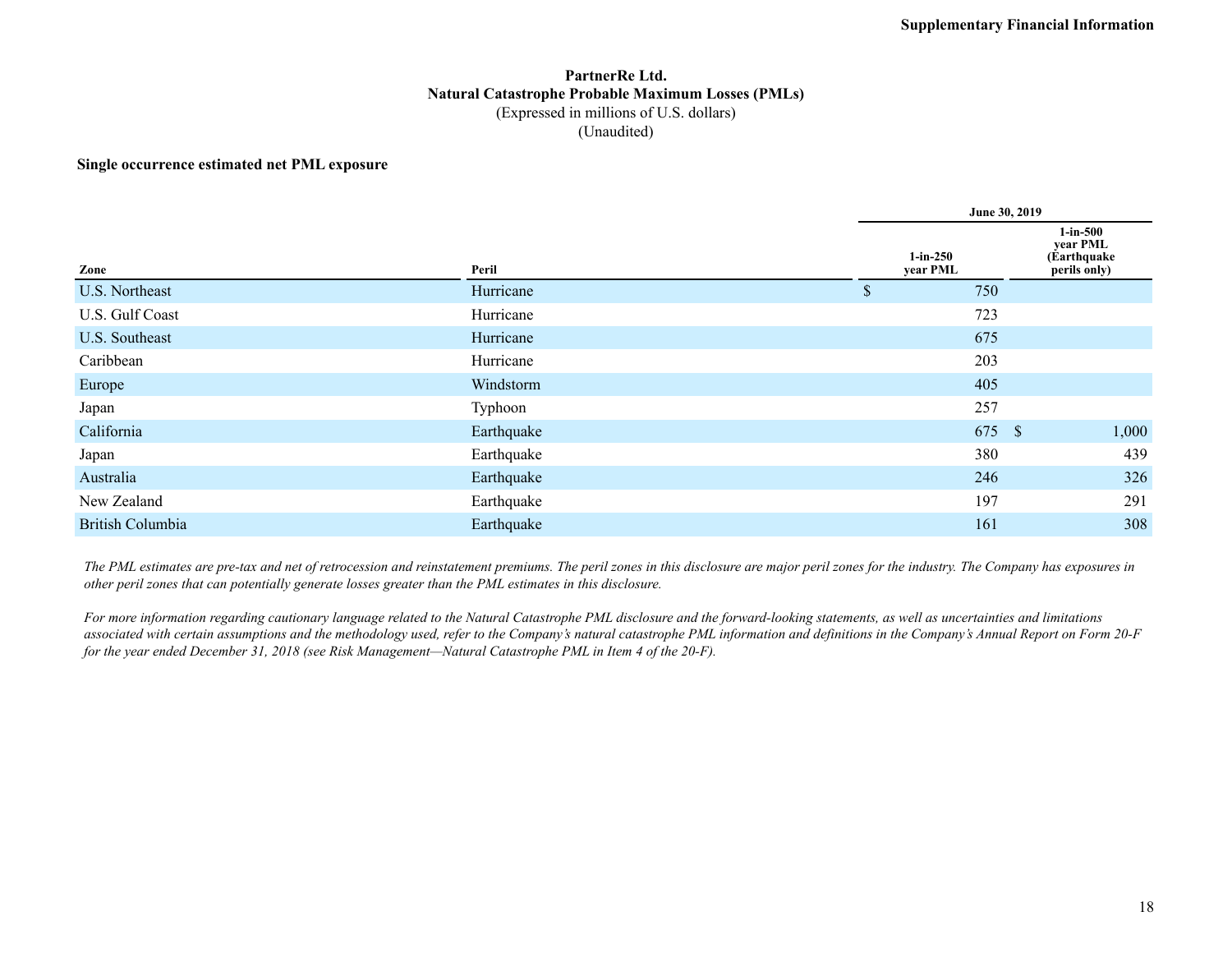# PartnerRe Ltd.
## Natural Catastrophe Probable Maximum Losses (PMLs)
(Expressed in millions of U.S. dollars)
(Unaudited)

**Single occurrence estimated net PML exposure**

| | | June 30, 2019 | |
|---|---|---|---|
| **Zone** | **Peril** | **1-in-250 year PML** | **1-in-500 year PML (Earthquake perils only)** |
| U.S. Northeast | Hurricane | $ 750 | |
| U.S. Gulf Coast | Hurricane | 723 | |
| U.S. Southeast | Hurricane | 675 | |
| Caribbean | Hurricane | 203 | |
| Europe | Windstorm | 405 | |
| Japan | Typhoon | 257 | |
| California | Earthquake | 675 | $ 1,000 |
| Japan | Earthquake | 380 | 439 |
| Australia | Earthquake | 246 | 326 |
| New Zealand | Earthquake | 197 | 291 |
| British Columbia | Earthquake | 161 | 308 |

*The PML estimates are pre-tax and net of retrocession and reinstatement premiums. The peril zones in this disclosure are major peril zones for the industry. The Company has exposures in other peril zones that can potentially generate losses greater than the PML estimates in this disclosure.*

*For more information regarding cautionary language related to the Natural Catastrophe PML disclosure and the forward-looking statements, as well as uncertainties and limitations associated with certain assumptions and the methodology used, refer to the Company's natural catastrophe PML information and definitions in the Company's Annual Report on Form 20-F for the year ended December 31, 2018 (see Risk Management—Natural Catastrophe PML in Item 4 of the 20-F).*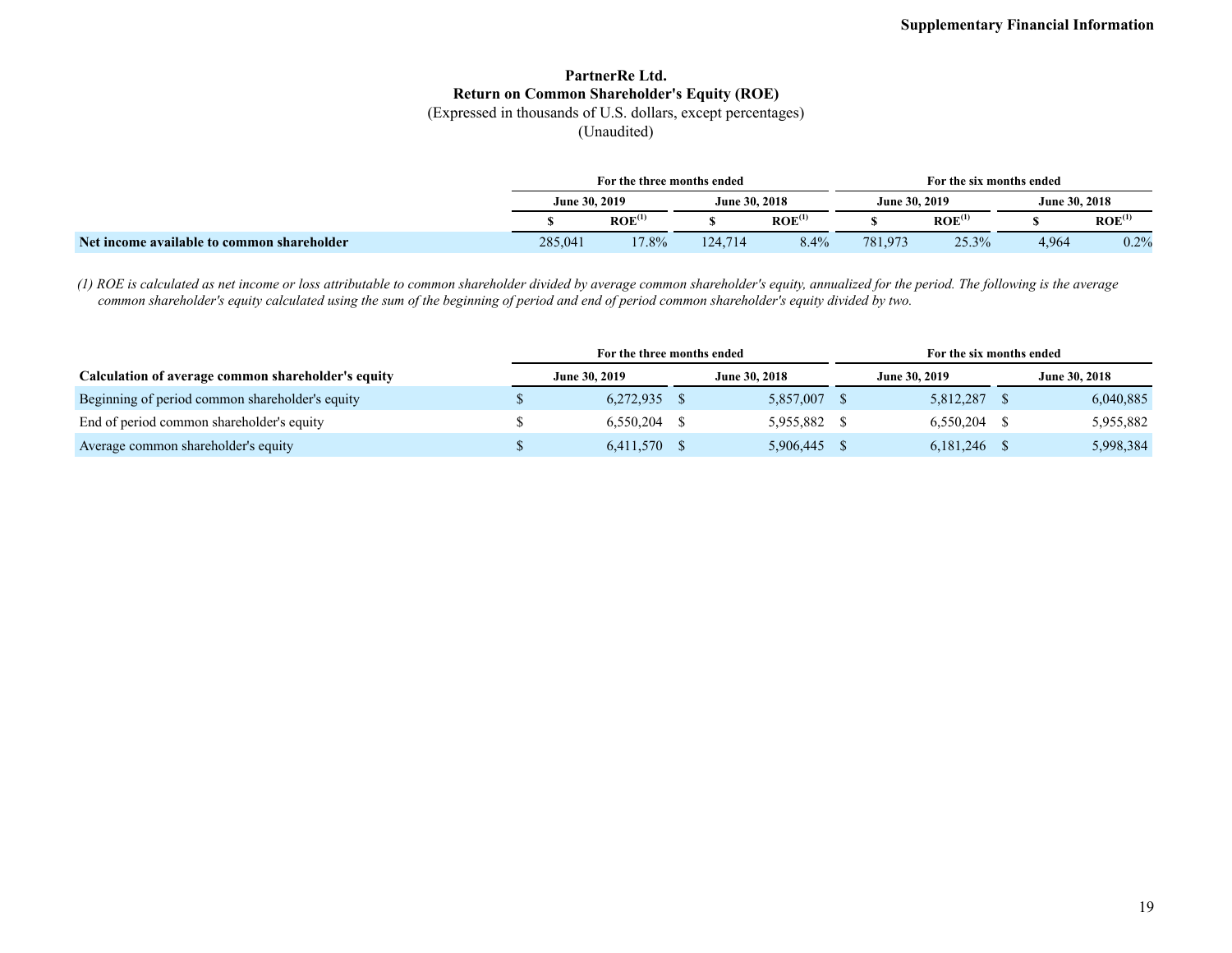# PartnerRe Ltd.

## Return on Common Shareholder's Equity (ROE)

(Expressed in thousands of U.S. dollars, except percentages)

(Unaudited)

| | For the three months ended | | | | For the six months ended | | | |
|---|---|---|---|---|---|---|---|---|
| | June 30, 2019 | | June 30, 2018 | | June 30, 2019 | | June 30, 2018 | |
| | $ | ROE[(1)] | $ | ROE[(1)] | $ | ROE[(1)] | $ | ROE[(1)] |
| **Net income available to common shareholder** | 285,041 | 17.8% | 124,714 | 8.4% | 781,973 | 25.3% | 4,964 | 0.2% |

*(1) ROE is calculated as net income or loss attributable to common shareholder divided by average common shareholder's equity, annualized for the period. The following is the average common shareholder's equity calculated using the sum of the beginning of period and end of period common shareholder's equity divided by two.*

| | For the three months ended | | For the six months ended | |
|---|---|---|---|---|
| **Calculation of average common shareholder's equity** | June 30, 2019 | June 30, 2018 | June 30, 2019 | June 30, 2018 |
| Beginning of period common shareholder's equity | $ 6,272,935 | $ 5,857,007 | $ 5,812,287 | $ 6,040,885 |
| End of period common shareholder's equity | $ 6,550,204 | $ 5,955,882 | $ 6,550,204 | $ 5,955,882 |
| Average common shareholder's equity | $ 6,411,570 | $ 5,906,445 | $ 6,181,246 | $ 5,998,384 |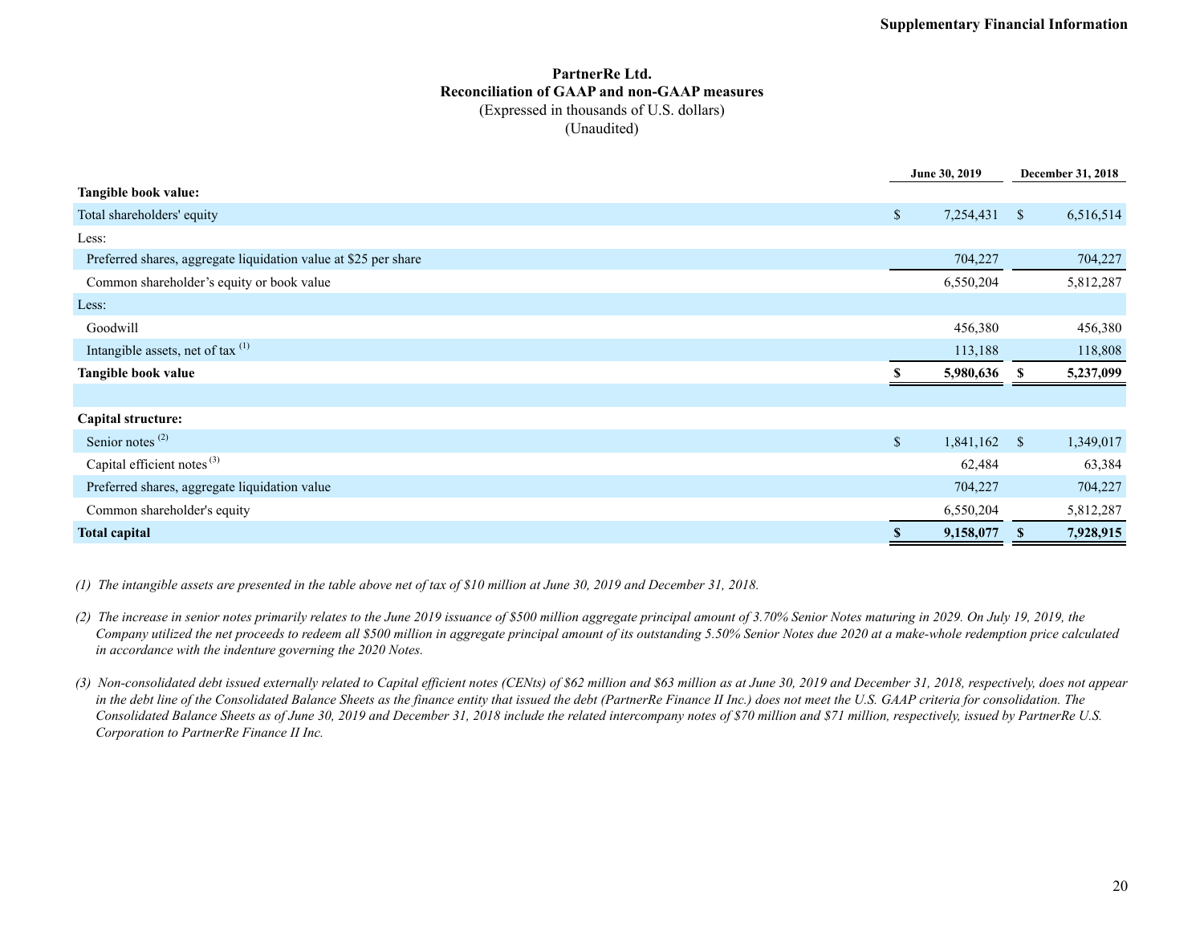## PartnerRe Ltd.
## Reconciliation of GAAP and non-GAAP measures
(Expressed in thousands of U.S. dollars)
(Unaudited)

| | June 30, 2019 | December 31, 2018 |
|---|---|---|
| **Tangible book value:** | | |
| Total shareholders' equity | $ 7,254,431 | $ 6,516,514 |
| Less: | | |
| Preferred shares, aggregate liquidation value at $25 per share | 704,227 | 704,227 |
| Common shareholder's equity or book value | 6,550,204 | 5,812,287 |
| Less: | | |
| Goodwill | 456,380 | 456,380 |
| Intangible assets, net of tax [(1)] | 113,188 | 118,808 |
| **Tangible book value** | **$ 5,980,636** | **$ 5,237,099** |
| | | |
| **Capital structure:** | | |
| Senior notes [(2)] | $ 1,841,162 | $ 1,349,017 |
| Capital efficient notes [(3)] | 62,484 | 63,384 |
| Preferred shares, aggregate liquidation value | 704,227 | 704,227 |
| Common shareholder's equity | 6,550,204 | 5,812,287 |
| **Total capital** | **$ 9,158,077** | **$ 7,928,915** |

*(1) The intangible assets are presented in the table above net of tax of $10 million at June 30, 2019 and December 31, 2018.*

*(2) The increase in senior notes primarily relates to the June 2019 issuance of $500 million aggregate principal amount of 3.70% Senior Notes maturing in 2029. On July 19, 2019, the Company utilized the net proceeds to redeem all $500 million in aggregate principal amount of its outstanding 5.50% Senior Notes due 2020 at a make-whole redemption price calculated in accordance with the indenture governing the 2020 Notes.*

*(3) Non-consolidated debt issued externally related to Capital efficient notes (CENts) of $62 million and $63 million as at June 30, 2019 and December 31, 2018, respectively, does not appear in the debt line of the Consolidated Balance Sheets as the finance entity that issued the debt (PartnerRe Finance II Inc.) does not meet the U.S. GAAP criteria for consolidation. The Consolidated Balance Sheets as of June 30, 2019 and December 31, 2018 include the related intercompany notes of $70 million and $71 million, respectively, issued by PartnerRe U.S. Corporation to PartnerRe Finance II Inc.*